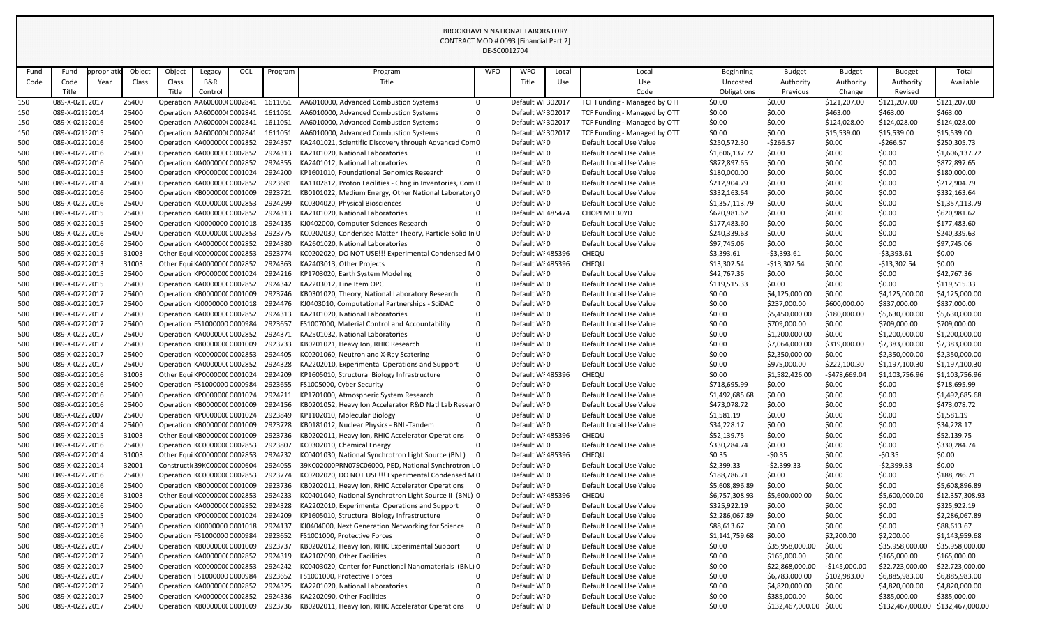BROOKHAVEN NATIONAL LABORATORY
CONTRACT MOD # 0093 [Financial Part 2]
DE-SC0012704

| Fund Code | Fund Code Title | Appropriation Year | Object Class | Object Class Title | Legacy B&R Control | OCL | Program | Program Title | WFO | WFO Title | Local Use | Local Use Code | Beginning Uncosted Obligations | Budget Authority Previous | Budget Authority Change | Budget Authority Revised | Total Available |
|---|---|---|---|---|---|---|---|---|---|---|---|---|---|---|---|---|---|
| 150 | 089-X-0213 | 2017 | 25400 | Operation | AA6000000 | C002841 | 1611051 | AA6010000, Advanced Combustion Systems | 0 | Default WF | 302017 | TCF Funding - Managed by OTT | $0.00 | $0.00 | $121,207.00 | $121,207.00 | $121,207.00 |
| 150 | 089-X-0213 | 2014 | 25400 | Operation | AA6000000 | C002841 | 1611051 | AA6010000, Advanced Combustion Systems | 0 | Default WF | 302017 | TCF Funding - Managed by OTT | $0.00 | $0.00 | $463.00 | $463.00 | $463.00 |
| 150 | 089-X-0213 | 2016 | 25400 | Operation | AA6000000 | C002841 | 1611051 | AA6010000, Advanced Combustion Systems | 0 | Default WF | 302017 | TCF Funding - Managed by OTT | $0.00 | $0.00 | $124,028.00 | $124,028.00 | $124,028.00 |
| 150 | 089-X-0213 | 2015 | 25400 | Operation | AA6000000 | C002841 | 1611051 | AA6010000, Advanced Combustion Systems | 0 | Default WF | 302017 | TCF Funding - Managed by OTT | $0.00 | $0.00 | $15,539.00 | $15,539.00 | $15,539.00 |
| 500 | 089-X-0222 | 2016 | 25400 | Operation | KA0000000 | C002852 | 2924357 | KA2401021, Scientific Discovery through Advanced Com | 0 | Default WF | 0 | Default Local Use Value | $250,572.30 | -$266.57 | $0.00 | -$266.57 | $250,305.73 |
| 500 | 089-X-0222 | 2016 | 25400 | Operation | KA0000000 | C002852 | 2924313 | KA2101020, National Laboratories | 0 | Default WF | 0 | Default Local Use Value | $1,606,137.72 | $0.00 | $0.00 | $0.00 | $1,606,137.72 |
| 500 | 089-X-0222 | 2016 | 25400 | Operation | KA0000000 | C002852 | 2924355 | KA2401012, National Laboratories | 0 | Default WF | 0 | Default Local Use Value | $872,897.65 | $0.00 | $0.00 | $0.00 | $872,897.65 |
| 500 | 089-X-0222 | 2015 | 25400 | Operation | KP0000000 | C001024 | 2924200 | KP1601010, Foundational Genomics Research | 0 | Default WF | 0 | Default Local Use Value | $180,000.00 | $0.00 | $0.00 | $0.00 | $180,000.00 |
| 500 | 089-X-0222 | 2014 | 25400 | Operation | KA0000000 | C002852 | 2923681 | KA1102812, Proton Facilities - Chng in Inventories, Com | 0 | Default WF | 0 | Default Local Use Value | $212,904.79 | $0.00 | $0.00 | $0.00 | $212,904.79 |
| 500 | 089-X-0222 | 2016 | 25400 | Operation | KB0000000 | C001009 | 2923721 | KB0101022, Medium Energy, Other National Laboratory | 0 | Default WF | 0 | Default Local Use Value | $332,163.64 | $0.00 | $0.00 | $0.00 | $332,163.64 |
| 500 | 089-X-0222 | 2016 | 25400 | Operation | KC0000000 | C002853 | 2924299 | KC0304020, Physical Biosciences | 0 | Default WF | 0 | Default Local Use Value | $1,357,113.79 | $0.00 | $0.00 | $0.00 | $1,357,113.79 |
| 500 | 089-X-0222 | 2015 | 25400 | Operation | KA0000000 | C002852 | 2924313 | KA2101020, National Laboratories | 0 | Default WF | 485474 | CHOPEMIE30YD | $620,981.62 | $0.00 | $0.00 | $0.00 | $620,981.62 |
| 500 | 089-X-0222 | 2015 | 25400 | Operation | KJ0000000 | C001018 | 2924135 | KJ0402000, Computer Sciences Research | 0 | Default WF | 0 | Default Local Use Value | $177,483.60 | $0.00 | $0.00 | $0.00 | $177,483.60 |
| 500 | 089-X-0222 | 2016 | 25400 | Operation | KC0000000 | C002853 | 2923775 | KC0202030, Condensed Matter Theory, Particle-Solid In | 0 | Default WF | 0 | Default Local Use Value | $240,339.63 | $0.00 | $0.00 | $0.00 | $240,339.63 |
| 500 | 089-X-0222 | 2016 | 25400 | Operation | KA0000000 | C002852 | 2924380 | KA2601020, National Laboratories | 0 | Default WF | 0 | Default Local Use Value | $97,745.06 | $0.00 | $0.00 | $0.00 | $97,745.06 |
| 500 | 089-X-0222 | 2015 | 31003 | Other Equi | KC0000000 | C002853 | 2923774 | KC0202020, DO NOT USE!!! Experimental Condensed M | 0 | Default WF | 485396 | CHEQU | $3,393.61 | -$3,393.61 | $0.00 | -$3,393.61 | $0.00 |
| 500 | 089-X-0222 | 2013 | 31003 | Other Equi | KA0000000 | C002852 | 2924363 | KA2403013, Other Projects | 0 | Default WF | 485396 | CHEQU | $13,302.54 | -$13,302.54 | $0.00 | -$13,302.54 | $0.00 |
| 500 | 089-X-0222 | 2015 | 25400 | Operation | KP0000000 | C001024 | 2924216 | KP1703020, Earth System Modeling | 0 | Default WF | 0 | Default Local Use Value | $42,767.36 | $0.00 | $0.00 | $0.00 | $42,767.36 |
| 500 | 089-X-0222 | 2015 | 25400 | Operation | KA0000000 | C002852 | 2924342 | KA2203012, Line Item OPC | 0 | Default WF | 0 | Default Local Use Value | $119,515.33 | $0.00 | $0.00 | $0.00 | $119,515.33 |
| 500 | 089-X-0222 | 2017 | 25400 | Operation | KB0000000 | C001009 | 2923746 | KB0301020, Theory, National Laboratory Research | 0 | Default WF | 0 | Default Local Use Value | $0.00 | $4,125,000.00 | $0.00 | $4,125,000.00 | $4,125,000.00 |
| 500 | 089-X-0222 | 2017 | 25400 | Operation | KJ0000000 | C001018 | 2924476 | KJ0403010, Computational Partnerships - SciDAC | 0 | Default WF | 0 | Default Local Use Value | $0.00 | $237,000.00 | $600,000.00 | $837,000.00 | $837,000.00 |
| 500 | 089-X-0222 | 2017 | 25400 | Operation | KA0000000 | C002852 | 2924313 | KA2101020, National Laboratories | 0 | Default WF | 0 | Default Local Use Value | $0.00 | $5,450,000.00 | $180,000.00 | $5,630,000.00 | $5,630,000.00 |
| 500 | 089-X-0222 | 2017 | 25400 | Operation | FS1000000 | C000984 | 2923657 | FS1007000, Material Control and Accountability | 0 | Default WF | 0 | Default Local Use Value | $0.00 | $709,000.00 | $0.00 | $709,000.00 | $709,000.00 |
| 500 | 089-X-0222 | 2017 | 25400 | Operation | KA0000000 | C002852 | 2924371 | KA2501032, National Laboratories | 0 | Default WF | 0 | Default Local Use Value | $0.00 | $1,200,000.00 | $0.00 | $1,200,000.00 | $1,200,000.00 |
| 500 | 089-X-0222 | 2017 | 25400 | Operation | KB0000000 | C001009 | 2923733 | KB0201021, Heavy Ion, RHIC Research | 0 | Default WF | 0 | Default Local Use Value | $0.00 | $7,064,000.00 | $319,000.00 | $7,383,000.00 | $7,383,000.00 |
| 500 | 089-X-0222 | 2017 | 25400 | Operation | KC0000000 | C002853 | 2924405 | KC0201060, Neutron and X-Ray Scatering | 0 | Default WF | 0 | Default Local Use Value | $0.00 | $2,350,000.00 | $0.00 | $2,350,000.00 | $2,350,000.00 |
| 500 | 089-X-0222 | 2017 | 25400 | Operation | KA0000000 | C002852 | 2924328 | KA2202010, Experimental Operations and Support | 0 | Default WF | 0 | Default Local Use Value | $0.00 | $975,000.00 | $222,100.30 | $1,197,100.30 | $1,197,100.30 |
| 500 | 089-X-0222 | 2016 | 31003 | Other Equi | KP0000000 | C001024 | 2924209 | KP1605010, Structural Biology Infrastructure | 0 | Default WF | 485396 | CHEQU | $0.00 | $1,582,426.00 | -$478,669.04 | $1,103,756.96 | $1,103,756.96 |
| 500 | 089-X-0222 | 2016 | 25400 | Operation | FS1000000 | C000984 | 2923655 | FS1005000, Cyber Security | 0 | Default WF | 0 | Default Local Use Value | $718,695.99 | $0.00 | $0.00 | $0.00 | $718,695.99 |
| 500 | 089-X-0222 | 2016 | 25400 | Operation | KP0000000 | C001024 | 2924211 | KP1701000, Atmospheric System Research | 0 | Default WF | 0 | Default Local Use Value | $1,492,685.68 | $0.00 | $0.00 | $0.00 | $1,492,685.68 |
| 500 | 089-X-0222 | 2016 | 25400 | Operation | KB0000000 | C001009 | 2924156 | KB0201052, Heavy Ion Accelerator R&D Natl Lab Resear | 0 | Default WF | 0 | Default Local Use Value | $473,078.72 | $0.00 | $0.00 | $0.00 | $473,078.72 |
| 500 | 089-X-0222 | 2007 | 25400 | Operation | KP0000000 | C001024 | 2923849 | KP1102010, Molecular Biology | 0 | Default WF | 0 | Default Local Use Value | $1,581.19 | $0.00 | $0.00 | $0.00 | $1,581.19 |
| 500 | 089-X-0222 | 2014 | 25400 | Operation | KB0000000 | C001009 | 2923728 | KB0181012, Nuclear Physics - BNL-Tandem | 0 | Default WF | 0 | Default Local Use Value | $34,228.17 | $0.00 | $0.00 | $0.00 | $34,228.17 |
| 500 | 089-X-0222 | 2015 | 31003 | Other Equi | KB0000000 | C001009 | 2923736 | KB0202011, Heavy Ion, RHIC Accelerator Operations | 0 | Default WF | 485396 | CHEQU | $52,139.75 | $0.00 | $0.00 | $0.00 | $52,139.75 |
| 500 | 089-X-0222 | 2016 | 25400 | Operation | KC0000000 | C002853 | 2923807 | KC0302010, Chemical Energy | 0 | Default WF | 0 | Default Local Use Value | $330,284.74 | $0.00 | $0.00 | $0.00 | $330,284.74 |
| 500 | 089-X-0222 | 2014 | 31003 | Other Equi | KC0000000 | C002853 | 2924232 | KC0401030, National Synchrotron Light Source (BNL) | 0 | Default WF | 485396 | CHEQU | $0.35 | -$0.35 | $0.00 | -$0.35 | $0.00 |
| 500 | 089-X-0222 | 2014 | 32001 | Constructi | 39KC00000 | C000604 | 2924055 | 39KC02000PRN07SC06000, PED, National Synchrotron L | 0 | Default WF | 0 | Default Local Use Value | $2,399.33 | -$2,399.33 | $0.00 | -$2,399.33 | $0.00 |
| 500 | 089-X-0222 | 2016 | 25400 | Operation | KC0000000 | C002853 | 2923774 | KC0202020, DO NOT USE!!! Experimental Condensed M | 0 | Default WF | 0 | Default Local Use Value | $188,786.71 | $0.00 | $0.00 | $0.00 | $188,786.71 |
| 500 | 089-X-0222 | 2016 | 25400 | Operation | KB0000000 | C001009 | 2923736 | KB0202011, Heavy Ion, RHIC Accelerator Operations | 0 | Default WF | 0 | Default Local Use Value | $5,608,896.89 | $0.00 | $0.00 | $0.00 | $5,608,896.89 |
| 500 | 089-X-0222 | 2016 | 31003 | Other Equi | KC0000000 | C002853 | 2924233 | KC0401040, National Synchrotron Light Source II (BNL) | 0 | Default WF | 485396 | CHEQU | $6,757,308.93 | $5,600,000.00 | $0.00 | $5,600,000.00 | $12,357,308.93 |
| 500 | 089-X-0222 | 2016 | 25400 | Operation | KA0000000 | C002852 | 2924328 | KA2202010, Experimental Operations and Support | 0 | Default WF | 0 | Default Local Use Value | $325,922.19 | $0.00 | $0.00 | $0.00 | $325,922.19 |
| 500 | 089-X-0222 | 2015 | 25400 | Operation | KP0000000 | C001024 | 2924209 | KP1605010, Structural Biology Infrastructure | 0 | Default WF | 0 | Default Local Use Value | $2,286,067.89 | $0.00 | $0.00 | $0.00 | $2,286,067.89 |
| 500 | 089-X-0222 | 2013 | 25400 | Operation | KJ0000000 | C001018 | 2924137 | KJ0404000, Next Generation Networking for Science | 0 | Default WF | 0 | Default Local Use Value | $88,613.67 | $0.00 | $0.00 | $0.00 | $88,613.67 |
| 500 | 089-X-0222 | 2016 | 25400 | Operation | FS1000000 | C000984 | 2923652 | FS1001000, Protective Forces | 0 | Default WF | 0 | Default Local Use Value | $1,141,759.68 | $0.00 | $2,200.00 | $2,200.00 | $1,143,959.68 |
| 500 | 089-X-0222 | 2017 | 25400 | Operation | KB0000000 | C001009 | 2923737 | KB0202012, Heavy Ion, RHIC Experimental Support | 0 | Default WF | 0 | Default Local Use Value | $0.00 | $35,958,000.00 | $0.00 | $35,958,000.00 | $35,958,000.00 |
| 500 | 089-X-0222 | 2017 | 25400 | Operation | KA0000000 | C002852 | 2924319 | KA2102090, Other Facilities | 0 | Default WF | 0 | Default Local Use Value | $0.00 | $165,000.00 | $0.00 | $165,000.00 | $165,000.00 |
| 500 | 089-X-0222 | 2017 | 25400 | Operation | KC0000000 | C002853 | 2924242 | KC0403020, Center for Functional Nanomaterials (BNL) | 0 | Default WF | 0 | Default Local Use Value | $0.00 | $22,868,000.00 | -$145,000.00 | $22,723,000.00 | $22,723,000.00 |
| 500 | 089-X-0222 | 2017 | 25400 | Operation | FS1000000 | C000984 | 2923652 | FS1001000, Protective Forces | 0 | Default WF | 0 | Default Local Use Value | $0.00 | $6,783,000.00 | $102,983.00 | $6,885,983.00 | $6,885,983.00 |
| 500 | 089-X-0222 | 2017 | 25400 | Operation | KA0000000 | C002852 | 2924325 | KA2201020, National Laboratories | 0 | Default WF | 0 | Default Local Use Value | $0.00 | $4,820,000.00 | $0.00 | $4,820,000.00 | $4,820,000.00 |
| 500 | 089-X-0222 | 2017 | 25400 | Operation | KA0000000 | C002852 | 2924336 | KA2202090, Other Facilities | 0 | Default WF | 0 | Default Local Use Value | $0.00 | $385,000.00 | $0.00 | $385,000.00 | $385,000.00 |
| 500 | 089-X-0222 | 2017 | 25400 | Operation | KB0000000 | C001009 | 2923736 | KB0202011, Heavy Ion, RHIC Accelerator Operations | 0 | Default WF | 0 | Default Local Use Value | $0.00 | $132,467,000.00 | $0.00 | $132,467,000.00 | $132,467,000.00 |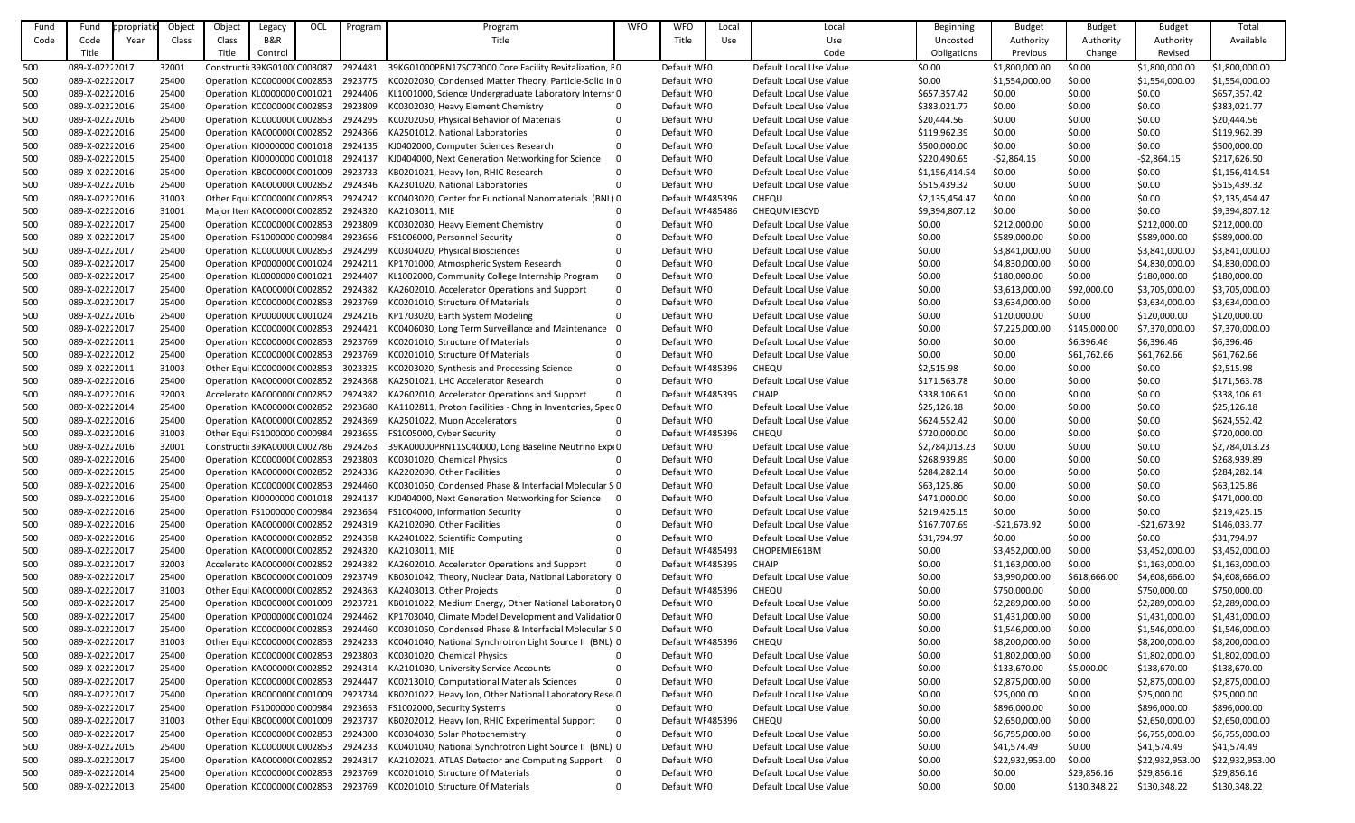| Fund Code | Fund Code Title | Appropriation Year | Object Class | Object Class Title | Legacy B&R Control | OCL | Program | Program Title | WFO | WFO Title | Local Use | Local Use Code | Beginning Uncosted Obligations | Budget Authority Previous | Budget Authority Change | Budget Authority Revised | Total Available |
|---|---|---|---|---|---|---|---|---|---|---|---|---|---|---|---|---|---|
| 500 | 089-X-0222 | 2017 | 32001 | Constructi | 39KG0100( | C003087 | 2924481 | 39KG01000PRN17SC73000 Core Facility Revitalization, E | 0 | Default WF | 0 | Default Local Use Value | $0.00 | $1,800,000.00 | $0.00 | $1,800,000.00 | $1,800,000.00 |
| 500 | 089-X-0222 | 2017 | 25400 | Operation | KC000000( | C002853 | 2923775 | KC0202030, Condensed Matter Theory, Particle-Solid In | 0 | Default WF | 0 | Default Local Use Value | $0.00 | $1,554,000.00 | $0.00 | $1,554,000.00 | $1,554,000.00 |
| 500 | 089-X-0222 | 2016 | 25400 | Operation | KL0000000 | C001021 | 2924406 | KL1001000, Science Undergraduate Laboratory Internsh | 0 | Default WF | 0 | Default Local Use Value | $657,357.42 | $0.00 | $0.00 | $0.00 | $657,357.42 |
| 500 | 089-X-0222 | 2016 | 25400 | Operation | KC000000( | C002853 | 2923809 | KC0302030, Heavy Element Chemistry | 0 | Default WF | 0 | Default Local Use Value | $383,021.77 | $0.00 | $0.00 | $0.00 | $383,021.77 |
| 500 | 089-X-0222 | 2016 | 25400 | Operation | KC000000( | C002853 | 2924295 | KC0202050, Physical Behavior of Materials | 0 | Default WF | 0 | Default Local Use Value | $20,444.56 | $0.00 | $0.00 | $0.00 | $20,444.56 |
| 500 | 089-X-0222 | 2016 | 25400 | Operation | KA000000( | C002852 | 2924366 | KA2501012, National Laboratories | 0 | Default WF | 0 | Default Local Use Value | $119,962.39 | $0.00 | $0.00 | $0.00 | $119,962.39 |
| 500 | 089-X-0222 | 2016 | 25400 | Operation | KJ0000000 | C001018 | 2924135 | KJ0402000, Computer Sciences Research | 0 | Default WF | 0 | Default Local Use Value | $500,000.00 | $0.00 | $0.00 | $0.00 | $500,000.00 |
| 500 | 089-X-0222 | 2015 | 25400 | Operation | KJ0000000 | C001018 | 2924137 | KJ0404000, Next Generation Networking for Science | 0 | Default WF | 0 | Default Local Use Value | $220,490.65 | -$2,864.15 | $0.00 | -$2,864.15 | $217,626.50 |
| 500 | 089-X-0222 | 2016 | 25400 | Operation | KB000000( | C001009 | 2923733 | KB0201021, Heavy Ion, RHIC Research | 0 | Default WF | 0 | Default Local Use Value | $1,156,414.54 | $0.00 | $0.00 | $0.00 | $1,156,414.54 |
| 500 | 089-X-0222 | 2016 | 25400 | Operation | KA000000( | C002852 | 2924346 | KA2301020, National Laboratories | 0 | Default WF | 0 | Default Local Use Value | $515,439.32 | $0.00 | $0.00 | $0.00 | $515,439.32 |
| 500 | 089-X-0222 | 2016 | 31003 | Other Equi | KC000000( | C002853 | 2924242 | KC0403020, Center for Functional Nanomaterials (BNL) | 0 | Default WF | 485396 | CHEQU | $2,135,454.47 | $0.00 | $0.00 | $0.00 | $2,135,454.47 |
| 500 | 089-X-0222 | 2016 | 31001 | Major Item | KA000000( | C002852 | 2924320 | KA2103011, MIE | 0 | Default WF | 485486 | CHEQUMIE30YD | $9,394,807.12 | $0.00 | $0.00 | $0.00 | $9,394,807.12 |
| 500 | 089-X-0222 | 2017 | 25400 | Operation | KC000000( | C002853 | 2923809 | KC0302030, Heavy Element Chemistry | 0 | Default WF | 0 | Default Local Use Value | $0.00 | $212,000.00 | $0.00 | $212,000.00 | $212,000.00 |
| 500 | 089-X-0222 | 2017 | 25400 | Operation | FS1000000 | C000984 | 2923656 | FS1006000, Personnel Security | 0 | Default WF | 0 | Default Local Use Value | $0.00 | $589,000.00 | $0.00 | $589,000.00 | $589,000.00 |
| 500 | 089-X-0222 | 2017 | 25400 | Operation | KC000000( | C002853 | 2924299 | KC0304020, Physical Biosciences | 0 | Default WF | 0 | Default Local Use Value | $0.00 | $3,841,000.00 | $0.00 | $3,841,000.00 | $3,841,000.00 |
| 500 | 089-X-0222 | 2017 | 25400 | Operation | KP000000( | C001024 | 2924211 | KP1701000, Atmospheric System Research | 0 | Default WF | 0 | Default Local Use Value | $0.00 | $4,830,000.00 | $0.00 | $4,830,000.00 | $4,830,000.00 |
| 500 | 089-X-0222 | 2017 | 25400 | Operation | KL0000000 | C001021 | 2924407 | KL1002000, Community College Internship Program | 0 | Default WF | 0 | Default Local Use Value | $0.00 | $180,000.00 | $0.00 | $180,000.00 | $180,000.00 |
| 500 | 089-X-0222 | 2017 | 25400 | Operation | KA000000( | C002852 | 2924382 | KA2602010, Accelerator Operations and Support | 0 | Default WF | 0 | Default Local Use Value | $0.00 | $3,613,000.00 | $92,000.00 | $3,705,000.00 | $3,705,000.00 |
| 500 | 089-X-0222 | 2017 | 25400 | Operation | KC000000( | C002853 | 2923769 | KC0201010, Structure Of Materials | 0 | Default WF | 0 | Default Local Use Value | $0.00 | $3,634,000.00 | $0.00 | $3,634,000.00 | $3,634,000.00 |
| 500 | 089-X-0222 | 2016 | 25400 | Operation | KP000000( | C001024 | 2924216 | KP1703020, Earth System Modeling | 0 | Default WF | 0 | Default Local Use Value | $0.00 | $120,000.00 | $0.00 | $120,000.00 | $120,000.00 |
| 500 | 089-X-0222 | 2017 | 25400 | Operation | KC000000( | C002853 | 2924421 | KC0406030, Long Term Surveillance and Maintenance | 0 | Default WF | 0 | Default Local Use Value | $0.00 | $7,225,000.00 | $145,000.00 | $7,370,000.00 | $7,370,000.00 |
| 500 | 089-X-0222 | 2011 | 25400 | Operation | KC000000( | C002853 | 2923769 | KC0201010, Structure Of Materials | 0 | Default WF | 0 | Default Local Use Value | $0.00 | $0.00 | $6,396.46 | $6,396.46 | $6,396.46 |
| 500 | 089-X-0222 | 2012 | 25400 | Operation | KC000000( | C002853 | 2923769 | KC0201010, Structure Of Materials | 0 | Default WF | 0 | Default Local Use Value | $0.00 | $0.00 | $61,762.66 | $61,762.66 | $61,762.66 |
| 500 | 089-X-0222 | 2011 | 31003 | Other Equi | KC000000( | C002853 | 3023325 | KC0203020, Synthesis and Processing Science | 0 | Default WF | 485396 | CHEQU | $2,515.98 | $0.00 | $0.00 | $0.00 | $2,515.98 |
| 500 | 089-X-0222 | 2016 | 25400 | Operation | KA000000( | C002852 | 2924368 | KA2501021, LHC Accelerator Research | 0 | Default WF | 0 | Default Local Use Value | $171,563.78 | $0.00 | $0.00 | $0.00 | $171,563.78 |
| 500 | 089-X-0222 | 2016 | 32003 | Accelerato | KA000000( | C002852 | 2924382 | KA2602010, Accelerator Operations and Support | 0 | Default WF | 485395 | CHAIP | $338,106.61 | $0.00 | $0.00 | $0.00 | $338,106.61 |
| 500 | 089-X-0222 | 2014 | 25400 | Operation | KA000000( | C002852 | 2923680 | KA1102811, Proton Facilities - Chng in Inventories, Spec | 0 | Default WF | 0 | Default Local Use Value | $25,126.18 | $0.00 | $0.00 | $0.00 | $25,126.18 |
| 500 | 089-X-0222 | 2016 | 25400 | Operation | KA000000( | C002852 | 2924369 | KA2501022, Muon Accelerators | 0 | Default WF | 0 | Default Local Use Value | $624,552.42 | $0.00 | $0.00 | $0.00 | $624,552.42 |
| 500 | 089-X-0222 | 2016 | 31003 | Other Equi | FS1000000 | C000984 | 2923655 | FS1005000, Cyber Security | 0 | Default WF | 485396 | CHEQU | $720,000.00 | $0.00 | $0.00 | $0.00 | $720,000.00 |
| 500 | 089-X-0222 | 2016 | 32001 | Constructi | 39KA0000( | C002786 | 2924263 | 39KA00000PRN11SC40000, Long Baseline Neutrino Exp | 0 | Default WF | 0 | Default Local Use Value | $2,784,013.23 | $0.00 | $0.00 | $0.00 | $2,784,013.23 |
| 500 | 089-X-0222 | 2016 | 25400 | Operation | KC000000( | C002853 | 2923803 | KC0301020, Chemical Physics | 0 | Default WF | 0 | Default Local Use Value | $268,939.89 | $0.00 | $0.00 | $0.00 | $268,939.89 |
| 500 | 089-X-0222 | 2015 | 25400 | Operation | KA000000( | C002852 | 2924336 | KA2202090, Other Facilities | 0 | Default WF | 0 | Default Local Use Value | $284,282.14 | $0.00 | $0.00 | $0.00 | $284,282.14 |
| 500 | 089-X-0222 | 2016 | 25400 | Operation | KC000000( | C002853 | 2924460 | KC0301050, Condensed Phase & Interfacial Molecular S | 0 | Default WF | 0 | Default Local Use Value | $63,125.86 | $0.00 | $0.00 | $0.00 | $63,125.86 |
| 500 | 089-X-0222 | 2016 | 25400 | Operation | KJ0000000 | C001018 | 2924137 | KJ0404000, Next Generation Networking for Science | 0 | Default WF | 0 | Default Local Use Value | $471,000.00 | $0.00 | $0.00 | $0.00 | $471,000.00 |
| 500 | 089-X-0222 | 2016 | 25400 | Operation | FS1000000 | C000984 | 2923654 | FS1004000, Information Security | 0 | Default WF | 0 | Default Local Use Value | $219,425.15 | $0.00 | $0.00 | $0.00 | $219,425.15 |
| 500 | 089-X-0222 | 2016 | 25400 | Operation | KA000000( | C002852 | 2924319 | KA2102090, Other Facilities | 0 | Default WF | 0 | Default Local Use Value | $167,707.69 | -$21,673.92 | $0.00 | -$21,673.92 | $146,033.77 |
| 500 | 089-X-0222 | 2016 | 25400 | Operation | KA000000( | C002852 | 2924358 | KA2401022, Scientific Computing | 0 | Default WF | 0 | Default Local Use Value | $31,794.97 | $0.00 | $0.00 | $0.00 | $31,794.97 |
| 500 | 089-X-0222 | 2017 | 25400 | Operation | KA000000( | C002852 | 2924320 | KA2103011, MIE | 0 | Default WF | 485493 | CHOPEMIE61BM | $0.00 | $3,452,000.00 | $0.00 | $3,452,000.00 | $3,452,000.00 |
| 500 | 089-X-0222 | 2017 | 32003 | Accelerato | KA000000( | C002852 | 2924382 | KA2602010, Accelerator Operations and Support | 0 | Default WF | 485395 | CHAIP | $0.00 | $1,163,000.00 | $0.00 | $1,163,000.00 | $1,163,000.00 |
| 500 | 089-X-0222 | 2017 | 25400 | Operation | KB000000( | C001009 | 2923749 | KB0301042, Theory, Nuclear Data, National Laboratory | 0 | Default WF | 0 | Default Local Use Value | $0.00 | $3,990,000.00 | $618,666.00 | $4,608,666.00 | $4,608,666.00 |
| 500 | 089-X-0222 | 2017 | 31003 | Other Equi | KA000000( | C002852 | 2924363 | KA2403013, Other Projects | 0 | Default WF | 485396 | CHEQU | $0.00 | $750,000.00 | $0.00 | $750,000.00 | $750,000.00 |
| 500 | 089-X-0222 | 2017 | 25400 | Operation | KB000000( | C001009 | 2923721 | KB0101022, Medium Energy, Other National Laboratory | 0 | Default WF | 0 | Default Local Use Value | $0.00 | $2,289,000.00 | $0.00 | $2,289,000.00 | $2,289,000.00 |
| 500 | 089-X-0222 | 2017 | 25400 | Operation | KP000000( | C001024 | 2924462 | KP1703040, Climate Model Development and Validatio | 0 | Default WF | 0 | Default Local Use Value | $0.00 | $1,431,000.00 | $0.00 | $1,431,000.00 | $1,431,000.00 |
| 500 | 089-X-0222 | 2017 | 25400 | Operation | KC000000( | C002853 | 2924460 | KC0301050, Condensed Phase & Interfacial Molecular S | 0 | Default WF | 0 | Default Local Use Value | $0.00 | $1,546,000.00 | $0.00 | $1,546,000.00 | $1,546,000.00 |
| 500 | 089-X-0222 | 2017 | 31003 | Other Equi | KC000000( | C002853 | 2924233 | KC0401040, National Synchrotron Light Source II (BNL) | 0 | Default WF | 485396 | CHEQU | $0.00 | $8,200,000.00 | $0.00 | $8,200,000.00 | $8,200,000.00 |
| 500 | 089-X-0222 | 2017 | 25400 | Operation | KC000000( | C002853 | 2923803 | KC0301020, Chemical Physics | 0 | Default WF | 0 | Default Local Use Value | $0.00 | $1,802,000.00 | $0.00 | $1,802,000.00 | $1,802,000.00 |
| 500 | 089-X-0222 | 2017 | 25400 | Operation | KA000000( | C002852 | 2924314 | KA2101030, University Service Accounts | 0 | Default WF | 0 | Default Local Use Value | $0.00 | $133,670.00 | $5,000.00 | $138,670.00 | $138,670.00 |
| 500 | 089-X-0222 | 2017 | 25400 | Operation | KC000000( | C002853 | 2924447 | KC0213010, Computational Materials Sciences | 0 | Default WF | 0 | Default Local Use Value | $0.00 | $2,875,000.00 | $0.00 | $2,875,000.00 | $2,875,000.00 |
| 500 | 089-X-0222 | 2017 | 25400 | Operation | KB000000( | C001009 | 2923734 | KB0201022, Heavy Ion, Other National Laboratory Rese | 0 | Default WF | 0 | Default Local Use Value | $0.00 | $25,000.00 | $0.00 | $25,000.00 | $25,000.00 |
| 500 | 089-X-0222 | 2017 | 25400 | Operation | FS1000000 | C000984 | 2923653 | FS1002000, Security Systems | 0 | Default WF | 0 | Default Local Use Value | $0.00 | $896,000.00 | $0.00 | $896,000.00 | $896,000.00 |
| 500 | 089-X-0222 | 2017 | 31003 | Other Equi | KB000000( | C001009 | 2923737 | KB0202012, Heavy Ion, RHIC Experimental Support | 0 | Default WF | 485396 | CHEQU | $0.00 | $2,650,000.00 | $0.00 | $2,650,000.00 | $2,650,000.00 |
| 500 | 089-X-0222 | 2017 | 25400 | Operation | KC000000( | C002853 | 2924300 | KC0304030, Solar Photochemistry | 0 | Default WF | 0 | Default Local Use Value | $0.00 | $6,755,000.00 | $0.00 | $6,755,000.00 | $6,755,000.00 |
| 500 | 089-X-0222 | 2015 | 25400 | Operation | KC000000( | C002853 | 2924233 | KC0401040, National Synchrotron Light Source II (BNL) | 0 | Default WF | 0 | Default Local Use Value | $0.00 | $41,574.49 | $0.00 | $41,574.49 | $41,574.49 |
| 500 | 089-X-0222 | 2017 | 25400 | Operation | KA000000( | C002852 | 2924317 | KA2102021, ATLAS Detector and Computing Support | 0 | Default WF | 0 | Default Local Use Value | $0.00 | $22,932,953.00 | $0.00 | $22,932,953.00 | $22,932,953.00 |
| 500 | 089-X-0222 | 2014 | 25400 | Operation | KC000000( | C002853 | 2923769 | KC0201010, Structure Of Materials | 0 | Default WF | 0 | Default Local Use Value | $0.00 | $0.00 | $29,856.16 | $29,856.16 | $29,856.16 |
| 500 | 089-X-0222 | 2013 | 25400 | Operation | KC000000( | C002853 | 2923769 | KC0201010, Structure Of Materials | 0 | Default WF | 0 | Default Local Use Value | $0.00 | $0.00 | $130,348.22 | $130,348.22 | $130,348.22 |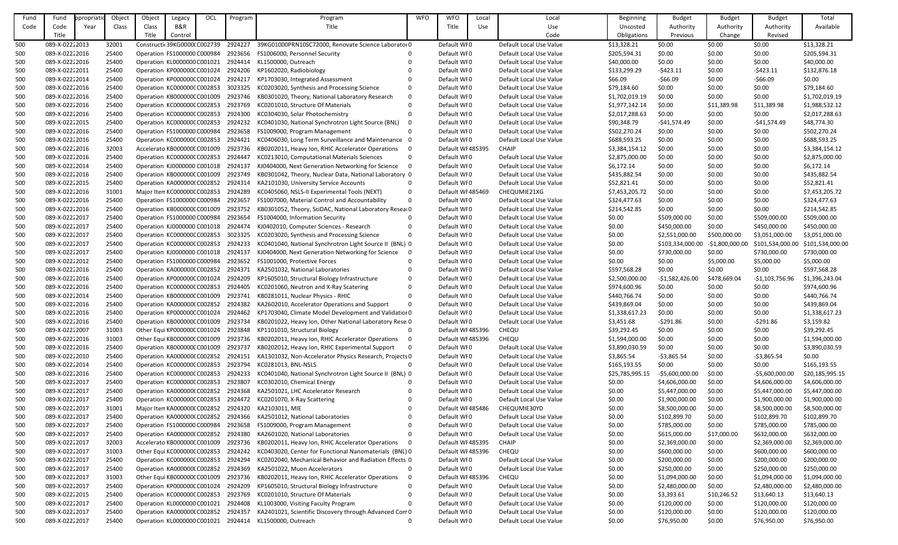| Fund Code | Fund Code Title | Appropriation Year | Object Class | Object Class Title | Legacy B&R Control | OCL | Program | Program Title | WFO | WFO Title | Local Use | Local Use Code | Beginning Uncosted Obligations | Budget Authority Previous | Budget Authority Change | Budget Authority Revised | Total Available |
|---|---|---|---|---|---|---|---|---|---|---|---|---|---|---|---|---|---|
| 500 | 089-X-0222 | 2013 | 32001 | Constructi | 39KG0000( | C002739 | 2924227 | 39KG01000PRN10SC72000, Renovate Science Laborator | 0 | Default WF | 0 | Default Local Use Value | $13,328.21 | $0.00 | $0.00 | $0.00 | $13,328.21 |
| 500 | 089-X-0222 | 2016 | 25400 | Operation | FS1000000 | C000984 | 2923656 | FS1006000, Personnel Security | 0 | Default WF | 0 | Default Local Use Value | $205,594.31 | $0.00 | $0.00 | $0.00 | $205,594.31 |
| 500 | 089-X-0222 | 2016 | 25400 | Operation | KL0000000 | C001021 | 2924414 | KL1500000, Outreach | 0 | Default WF | 0 | Default Local Use Value | $40,000.00 | $0.00 | $0.00 | $0.00 | $40,000.00 |
| 500 | 089-X-0222 | 2011 | 25400 | Operation | KP000000C | C001024 | 2924206 | KP1602020, Radiobiology | 0 | Default WF | 0 | Default Local Use Value | $133,299.29 | -$423.11 | $0.00 | -$423.11 | $132,876.18 |
| 500 | 089-X-0222 | 2014 | 25400 | Operation | KP000000C | C001024 | 2924217 | KP1703030, Integrated Assessment | 0 | Default WF | 0 | Default Local Use Value | $66.09 | -$66.09 | $0.00 | -$66.09 | $0.00 |
| 500 | 089-X-0222 | 2016 | 25400 | Operation | KC000000C | C002853 | 3023325 | KC0203020, Synthesis and Processing Science | 0 | Default WF | 0 | Default Local Use Value | $79,184.60 | $0.00 | $0.00 | $0.00 | $79,184.60 |
| 500 | 089-X-0222 | 2016 | 25400 | Operation | KB000000C | C001009 | 2923746 | KB0301020, Theory, National Laboratory Research | 0 | Default WF | 0 | Default Local Use Value | $1,702,019.19 | $0.00 | $0.00 | $0.00 | $1,702,019.19 |
| 500 | 089-X-0222 | 2016 | 25400 | Operation | KC000000C | C002853 | 2923769 | KC0201010, Structure Of Materials | 0 | Default WF | 0 | Default Local Use Value | $1,977,142.14 | $0.00 | $11,389.98 | $11,389.98 | $1,988,532.12 |
| 500 | 089-X-0222 | 2016 | 25400 | Operation | KC000000C | C002853 | 2924300 | KC0304030, Solar Photochemistry | 0 | Default WF | 0 | Default Local Use Value | $2,017,288.63 | $0.00 | $0.00 | $0.00 | $2,017,288.63 |
| 500 | 089-X-0222 | 2015 | 25400 | Operation | KC000000C | C002853 | 2924232 | KC0401030, National Synchrotron Light Source (BNL) | 0 | Default WF | 0 | Default Local Use Value | $90,348.79 | -$41,574.49 | $0.00 | -$41,574.49 | $48,774.30 |
| 500 | 089-X-0222 | 2016 | 25400 | Operation | FS1000000 | C000984 | 2923658 | FS1009000, Program Management | 0 | Default WF | 0 | Default Local Use Value | $502,270.24 | $0.00 | $0.00 | $0.00 | $502,270.24 |
| 500 | 089-X-0222 | 2016 | 25400 | Operation | KC000000C | C002853 | 2924421 | KC0406030, Long Term Surveillance and Maintenance | 0 | Default WF | 0 | Default Local Use Value | $688,593.25 | $0.00 | $0.00 | $0.00 | $688,593.25 |
| 500 | 089-X-0222 | 2016 | 32003 | Accelerato | KB000000C | C001009 | 2923736 | KB0202011, Heavy Ion, RHIC Accelerator Operations | 0 | Default WF | 485395 | CHAIP | $3,384,154.12 | $0.00 | $0.00 | $0.00 | $3,384,154.12 |
| 500 | 089-X-0222 | 2016 | 25400 | Operation | KC000000C | C002853 | 2924447 | KC0213010, Computational Materials Sciences | 0 | Default WF | 0 | Default Local Use Value | $2,875,000.00 | $0.00 | $0.00 | $0.00 | $2,875,000.00 |
| 500 | 089-X-0222 | 2014 | 25400 | Operation | KJ0000000 | C001018 | 2924137 | KJ0404000, Next Generation Networking for Science | 0 | Default WF | 0 | Default Local Use Value | $6,172.14 | $0.00 | $0.00 | $0.00 | $6,172.14 |
| 500 | 089-X-0222 | 2016 | 25400 | Operation | KB000000C | C001009 | 2923749 | KB0301042, Theory, Nuclear Data, National Laboratory | 0 | Default WF | 0 | Default Local Use Value | $435,882.54 | $0.00 | $0.00 | $0.00 | $435,882.54 |
| 500 | 089-X-0222 | 2015 | 25400 | Operation | KA000000C | C002852 | 2924314 | KA2101030, University Service Accounts | 0 | Default WF | 0 | Default Local Use Value | $52,821.41 | $0.00 | $0.00 | $0.00 | $52,821.41 |
| 500 | 089-X-0222 | 2016 | 31001 | Major Item | KC000000C | C002853 | 2924289 | KC0405060, NSLS-II Experimental Tools (NEXT) | 0 | Default WF | 485469 | CHEQUMIE21XG | $7,453,205.72 | $0.00 | $0.00 | $0.00 | $7,453,205.72 |
| 500 | 089-X-0222 | 2016 | 25400 | Operation | FS1000000 | C000984 | 2923657 | FS1007000, Material Control and Accountability | 0 | Default WF | 0 | Default Local Use Value | $324,477.63 | $0.00 | $0.00 | $0.00 | $324,477.63 |
| 500 | 089-X-0222 | 2016 | 25400 | Operation | KB000000C | C001009 | 2923752 | KB0301052, Theory, SciDAC, National Laboratory Resea | 0 | Default WF | 0 | Default Local Use Value | $214,542.85 | $0.00 | $0.00 | $0.00 | $214,542.85 |
| 500 | 089-X-0222 | 2017 | 25400 | Operation | FS1000000 | C000984 | 2923654 | FS1004000, Information Security | 0 | Default WF | 0 | Default Local Use Value | $0.00 | $509,000.00 | $0.00 | $509,000.00 | $509,000.00 |
| 500 | 089-X-0222 | 2017 | 25400 | Operation | KJ0000000 | C001018 | 2924474 | KJ0402010, Computer Sciences - Research | 0 | Default WF | 0 | Default Local Use Value | $0.00 | $450,000.00 | $0.00 | $450,000.00 | $450,000.00 |
| 500 | 089-X-0222 | 2017 | 25400 | Operation | KC000000C | C002853 | 3023325 | KC0203020, Synthesis and Processing Science | 0 | Default WF | 0 | Default Local Use Value | $0.00 | $2,551,000.00 | $500,000.00 | $3,051,000.00 | $3,051,000.00 |
| 500 | 089-X-0222 | 2017 | 25400 | Operation | KC000000C | C002853 | 2924233 | KC0401040, National Synchrotron Light Source II (BNL) | 0 | Default WF | 0 | Default Local Use Value | $0.00 | $103,334,000.00 | -$1,800,000.00 | $101,534,000.00 | $101,534,000.00 |
| 500 | 089-X-0222 | 2017 | 25400 | Operation | KJ0000000 | C001018 | 2924137 | KJ0404000, Next Generation Networking for Science | 0 | Default WF | 0 | Default Local Use Value | $0.00 | $730,000.00 | $0.00 | $730,000.00 | $730,000.00 |
| 500 | 089-X-0222 | 2012 | 25400 | Operation | FS1000000 | C000984 | 2923652 | FS1001000, Protective Forces | 0 | Default WF | 0 | Default Local Use Value | $0.00 | $0.00 | $5,000.00 | $5,000.00 | $5,000.00 |
| 500 | 089-X-0222 | 2016 | 25400 | Operation | KA000000C | C002852 | 2924371 | KA2501032, National Laboratories | 0 | Default WF | 0 | Default Local Use Value | $597,568.28 | $0.00 | $0.00 | $0.00 | $597,568.28 |
| 500 | 089-X-0222 | 2016 | 25400 | Operation | KP000000C | C001024 | 2924209 | KP1605010, Structural Biology Infrastructure | 0 | Default WF | 0 | Default Local Use Value | $2,500,000.00 | -$1,582,426.00 | $478,669.04 | -$1,103,756.96 | $1,396,243.04 |
| 500 | 089-X-0222 | 2016 | 25400 | Operation | KC000000C | C002853 | 2924405 | KC0201060, Neutron and X-Ray Scatering | 0 | Default WF | 0 | Default Local Use Value | $974,600.96 | $0.00 | $0.00 | $0.00 | $974,600.96 |
| 500 | 089-X-0222 | 2014 | 25400 | Operation | KB000000C | C001009 | 2923741 | KB0281011, Nuclear Physics - RHIC | 0 | Default WF | 0 | Default Local Use Value | $440,766.74 | $0.00 | $0.00 | $0.00 | $440,766.74 |
| 500 | 089-X-0222 | 2016 | 25400 | Operation | KA000000C | C002852 | 2924382 | KA2602010, Accelerator Operations and Support | 0 | Default WF | 0 | Default Local Use Value | $439,869.04 | $0.00 | $0.00 | $0.00 | $439,869.04 |
| 500 | 089-X-0222 | 2016 | 25400 | Operation | KP000000C | C001024 | 2924462 | KP1703040, Climate Model Development and Validatior | 0 | Default WF | 0 | Default Local Use Value | $1,338,617.23 | $0.00 | $0.00 | $0.00 | $1,338,617.23 |
| 500 | 089-X-0222 | 2016 | 25400 | Operation | KB000000C | C001009 | 2923734 | KB0201022, Heavy Ion, Other National Laboratory Rese | 0 | Default WF | 0 | Default Local Use Value | $3,451.68 | -$291.86 | $0.00 | -$291.86 | $3,159.82 |
| 500 | 089-X-0222 | 2007 | 31003 | Other Equi | KP000000C | C001024 | 2923848 | KP1101010, Structural Biology | 0 | Default WF | 485396 | CHEQU | $39,292.45 | $0.00 | $0.00 | $0.00 | $39,292.45 |
| 500 | 089-X-0222 | 2016 | 31003 | Other Equi | KB000000C | C001009 | 2923736 | KB0202011, Heavy Ion, RHIC Accelerator Operations | 0 | Default WF | 485396 | CHEQU | $1,594,000.00 | $0.00 | $0.00 | $0.00 | $1,594,000.00 |
| 500 | 089-X-0222 | 2016 | 25400 | Operation | KB000000C | C001009 | 2923737 | KB0202012, Heavy Ion, RHIC Experimental Support | 0 | Default WF | 0 | Default Local Use Value | $3,890,030.59 | $0.00 | $0.00 | $0.00 | $3,890,030.59 |
| 500 | 089-X-0222 | 2010 | 25400 | Operation | KA000000C | C002852 | 2924151 | KA1301032, Non-Accelerator Physics Research, Projects | 0 | Default WF | 0 | Default Local Use Value | $3,865.54 | -$3,865.54 | $0.00 | -$3,865.54 | $0.00 |
| 500 | 089-X-0222 | 2014 | 25400 | Operation | KC000000C | C002853 | 2923794 | KC0281013, BNL-NSLS | 0 | Default WF | 0 | Default Local Use Value | $165,193.55 | $0.00 | $0.00 | $0.00 | $165,193.55 |
| 500 | 089-X-0222 | 2016 | 25400 | Operation | KC000000C | C002853 | 2924233 | KC0401040, National Synchrotron Light Source II (BNL) | 0 | Default WF | 0 | Default Local Use Value | $25,785,995.15 | -$5,600,000.00 | $0.00 | -$5,600,000.00 | $20,185,995.15 |
| 500 | 089-X-0222 | 2017 | 25400 | Operation | KC000000C | C002853 | 2923807 | KC0302010, Chemical Energy | 0 | Default WF | 0 | Default Local Use Value | $0.00 | $4,606,000.00 | $0.00 | $4,606,000.00 | $4,606,000.00 |
| 500 | 089-X-0222 | 2017 | 25400 | Operation | KA000000C | C002852 | 2924368 | KA2501021, LHC Accelerator Research | 0 | Default WF | 0 | Default Local Use Value | $0.00 | $5,447,000.00 | $0.00 | $5,447,000.00 | $5,447,000.00 |
| 500 | 089-X-0222 | 2017 | 25400 | Operation | KC000000C | C002853 | 2924472 | KC0201070, X-Ray Scattering | 0 | Default WF | 0 | Default Local Use Value | $0.00 | $1,900,000.00 | $0.00 | $1,900,000.00 | $1,900,000.00 |
| 500 | 089-X-0222 | 2017 | 31001 | Major Item | KA000000C | C002852 | 2924320 | KA2103011, MIE | 0 | Default WF | 485486 | CHEQUMIE30YD | $0.00 | $8,500,000.00 | $0.00 | $8,500,000.00 | $8,500,000.00 |
| 500 | 089-X-0222 | 2017 | 25400 | Operation | KA000000C | C002852 | 2924366 | KA2501012, National Laboratories | 0 | Default WF | 0 | Default Local Use Value | $0.00 | $102,899.70 | $0.00 | $102,899.70 | $102,899.70 |
| 500 | 089-X-0222 | 2017 | 25400 | Operation | FS1000000 | C000984 | 2923658 | FS1009000, Program Management | 0 | Default WF | 0 | Default Local Use Value | $0.00 | $785,000.00 | $0.00 | $785,000.00 | $785,000.00 |
| 500 | 089-X-0222 | 2017 | 25400 | Operation | KA000000C | C002852 | 2924380 | KA2601020, National Laboratories | 0 | Default WF | 0 | Default Local Use Value | $0.00 | $615,000.00 | $17,000.00 | $632,000.00 | $632,000.00 |
| 500 | 089-X-0222 | 2017 | 32003 | Accelerato | KB000000C | C001009 | 2923736 | KB0202011, Heavy Ion, RHIC Accelerator Operations | 0 | Default WF | 485395 | CHAIP | $0.00 | $2,369,000.00 | $0.00 | $2,369,000.00 | $2,369,000.00 |
| 500 | 089-X-0222 | 2017 | 31003 | Other Equi | KC000000C | C002853 | 2924242 | KC0403020, Center for Functional Nanomaterials (BNL) | 0 | Default WF | 485396 | CHEQU | $0.00 | $600,000.00 | $0.00 | $600,000.00 | $600,000.00 |
| 500 | 089-X-0222 | 2017 | 25400 | Operation | KC000000C | C002853 | 2924294 | KC0202040, Mechanical Behavior and Radiation Effects | 0 | Default WF | 0 | Default Local Use Value | $0.00 | $200,000.00 | $0.00 | $200,000.00 | $200,000.00 |
| 500 | 089-X-0222 | 2017 | 25400 | Operation | KA000000C | C002852 | 2924369 | KA2501022, Muon Accelerators | 0 | Default WF | 0 | Default Local Use Value | $0.00 | $250,000.00 | $0.00 | $250,000.00 | $250,000.00 |
| 500 | 089-X-0222 | 2017 | 31003 | Other Equi | KB000000C | C001009 | 2923736 | KB0202011, Heavy Ion, RHIC Accelerator Operations | 0 | Default WF | 485396 | CHEQU | $0.00 | $1,094,000.00 | $0.00 | $1,094,000.00 | $1,094,000.00 |
| 500 | 089-X-0222 | 2017 | 25400 | Operation | KP000000C | C001024 | 2924209 | KP1605010, Structural Biology Infrastructure | 0 | Default WF | 0 | Default Local Use Value | $0.00 | $2,480,000.00 | $0.00 | $2,480,000.00 | $2,480,000.00 |
| 500 | 089-X-0222 | 2015 | 25400 | Operation | KC000000C | C002853 | 2923769 | KC0201010, Structure Of Materials | 0 | Default WF | 0 | Default Local Use Value | $0.00 | $3,393.61 | $10,246.52 | $13,640.13 | $13,640.13 |
| 500 | 089-X-0222 | 2017 | 25400 | Operation | KL0000000 | C001021 | 2924408 | KL1003000, Visiting Faculty Program | 0 | Default WF | 0 | Default Local Use Value | $0.00 | $120,000.00 | $0.00 | $120,000.00 | $120,000.00 |
| 500 | 089-X-0222 | 2017 | 25400 | Operation | KA000000C | C002852 | 2924357 | KA2401021, Scientific Discovery through Advanced Com | 0 | Default WF | 0 | Default Local Use Value | $0.00 | $120,000.00 | $0.00 | $120,000.00 | $120,000.00 |
| 500 | 089-X-0222 | 2017 | 25400 | Operation | KL0000000 | C001021 | 2924414 | KL1500000, Outreach | 0 | Default WF | 0 | Default Local Use Value | $0.00 | $76,950.00 | $0.00 | $76,950.00 | $76,950.00 |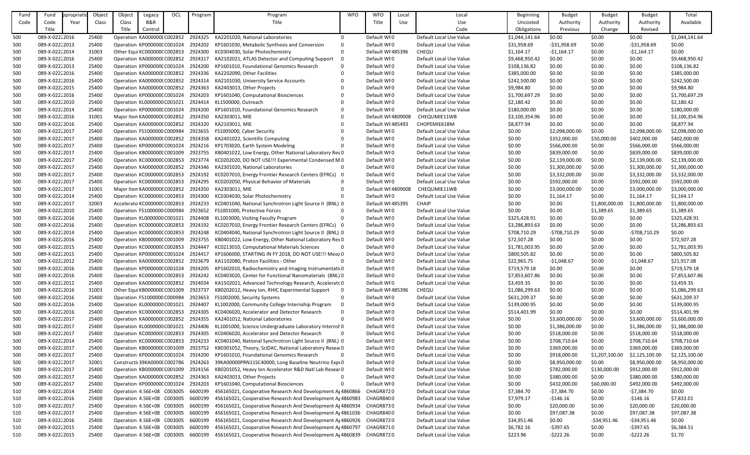| Fund Code | Fund Code Title | Appropriation Year | Object Class | Object Class Title | Legacy B&R Control | OCL | Program | Program Title | WFO | WFO Title | Local Use | Local Use Code | Beginning Uncosted Obligations | Budget Authority Previous | Budget Authority Change | Budget Authority Revised | Total Available |
|---|---|---|---|---|---|---|---|---|---|---|---|---|---|---|---|---|---|
| 500 | 089-X-0222 | 2016 | 25400 | Operation | KA000000C | C002852 | 2924325 | KA2201020, National Laboratories | 0 | Default WF | 0 | Default Local Use Value | $1,044,141.64 | $0.00 | $0.00 | $0.00 | $1,044,141.64 |
| 500 | 089-X-0222 | 2013 | 25400 | Operation | KP000000C | C001024 | 2924202 | KP1601030, Metabolic Synthesis and Conversion | 0 | Default WF | 0 | Default Local Use Value | $31,958.69 | -$31,958.69 | $0.00 | -$31,958.69 | $0.00 |
| 500 | 089-X-0222 | 2014 | 31003 | Other Equi | KC000000C | C002853 | 2924300 | KC0304030, Solar Photochemistry | 0 | Default WF | 485396 | CHEQU | $1,164.17 | -$1,164.17 | $0.00 | -$1,164.17 | $0.00 |
| 500 | 089-X-0222 | 2016 | 25400 | Operation | KA000000C | C002852 | 2924317 | KA2102021, ATLAS Detector and Computing Support | 0 | Default WF | 0 | Default Local Use Value | $9,468,950.42 | $0.00 | $0.00 | $0.00 | $9,468,950.42 |
| 500 | 089-X-0222 | 2013 | 25400 | Operation | KP000000C | C001024 | 2924200 | KP1601010, Foundational Genomics Research | 0 | Default WF | 0 | Default Local Use Value | $108,136.82 | $0.00 | $0.00 | $0.00 | $108,136.82 |
| 500 | 089-X-0222 | 2016 | 25400 | Operation | KA000000C | C002852 | 2924336 | KA2202090, Other Facilities | 0 | Default WF | 0 | Default Local Use Value | $385,000.00 | $0.00 | $0.00 | $0.00 | $385,000.00 |
| 500 | 089-X-0222 | 2016 | 25400 | Operation | KA000000C | C002852 | 2924314 | KA2101030, University Service Accounts | 0 | Default WF | 0 | Default Local Use Value | $242,500.00 | $0.00 | $0.00 | $0.00 | $242,500.00 |
| 500 | 089-X-0222 | 2015 | 25400 | Operation | KA000000C | C002852 | 2924363 | KA2403013, Other Projects | 0 | Default WF | 0 | Default Local Use Value | $9,984.80 | $0.00 | $0.00 | $0.00 | $9,984.80 |
| 500 | 089-X-0222 | 2016 | 25400 | Operation | KP000000C | C001024 | 2924203 | KP1601040, Computational Biosciences | 0 | Default WF | 0 | Default Local Use Value | $1,700,697.29 | $0.00 | $0.00 | $0.00 | $1,700,697.29 |
| 500 | 089-X-0222 | 2010 | 25400 | Operation | KL0000000 | C001021 | 2924414 | KL1500000, Outreach | 0 | Default WF | 0 | Default Local Use Value | $2,180.42 | $0.00 | $0.00 | $0.00 | $2,180.42 |
| 500 | 089-X-0222 | 2014 | 25400 | Operation | KP000000C | C001024 | 2924200 | KP1601010, Foundational Genomics Research | 0 | Default WF | 0 | Default Local Use Value | $180,000.00 | $0.00 | $0.00 | $0.00 | $180,000.00 |
| 500 | 089-X-0222 | 2016 | 31001 | Major Item | KA000000C | C002852 | 2924350 | KA2303011, MIE | 0 | Default WF | 4809008 | CHEQUMIE11WB | $3,100,354.96 | $0.00 | $0.00 | $0.00 | $3,100,354.96 |
| 500 | 089-X-0222 | 2016 | 25400 | Operation | KA000000C | C002852 | 2924320 | KA2103011, MIE | 0 | Default WF | 485493 | CHOPEMIE61BM | $8,877.94 | $0.00 | $0.00 | $0.00 | $8,877.94 |
| 500 | 089-X-0222 | 2017 | 25400 | Operation | FS1000000 | C000984 | 2923655 | FS1005000, Cyber Security | 0 | Default WF | 0 | Default Local Use Value | $0.00 | $2,098,000.00 | $0.00 | $2,098,000.00 | $2,098,000.00 |
| 500 | 089-X-0222 | 2017 | 25400 | Operation | KA000000C | C002852 | 2924358 | KA2401022, Scientific Computing | 0 | Default WF | 0 | Default Local Use Value | $0.00 | $352,000.00 | $50,000.00 | $402,000.00 | $402,000.00 |
| 500 | 089-X-0222 | 2017 | 25400 | Operation | KP000000C | C001024 | 2924216 | KP1703020, Earth System Modeling | 0 | Default WF | 0 | Default Local Use Value | $0.00 | $566,000.00 | $0.00 | $566,000.00 | $566,000.00 |
| 500 | 089-X-0222 | 2017 | 25400 | Operation | KB000000C | C001009 | 2923755 | KB0401022, Low Energy, Other National Laboratory Res | 0 | Default WF | 0 | Default Local Use Value | $0.00 | $839,000.00 | $0.00 | $839,000.00 | $839,000.00 |
| 500 | 089-X-0222 | 2017 | 25400 | Operation | KC000000C | C002853 | 2923774 | KC0202020, DO NOT USE!!! Experimental Condensed M | 0 | Default WF | 0 | Default Local Use Value | $0.00 | $2,139,000.00 | $0.00 | $2,139,000.00 | $2,139,000.00 |
| 500 | 089-X-0222 | 2017 | 25400 | Operation | KA000000C | C002852 | 2924346 | KA2301020, National Laboratories | 0 | Default WF | 0 | Default Local Use Value | $0.00 | $1,300,000.00 | $0.00 | $1,300,000.00 | $1,300,000.00 |
| 500 | 089-X-0222 | 2017 | 25400 | Operation | KC000000C | C002853 | 2924192 | KC0207010, Energy Frontier Research Centers (EFRCs) | 0 | Default WF | 0 | Default Local Use Value | $0.00 | $3,332,000.00 | $0.00 | $3,332,000.00 | $3,332,000.00 |
| 500 | 089-X-0222 | 2017 | 25400 | Operation | KC000000C | C002853 | 2924295 | KC0202050, Physical Behavior of Materials | 0 | Default WF | 0 | Default Local Use Value | $0.00 | $592,000.00 | $0.00 | $592,000.00 | $592,000.00 |
| 500 | 089-X-0222 | 2017 | 31001 | Major Item | KA000000C | C002852 | 2924350 | KA2303011, MIE | 0 | Default WF | 4809008 | CHEQUMIE11WB | $0.00 | $3,000,000.00 | $0.00 | $3,000,000.00 | $3,000,000.00 |
| 500 | 089-X-0222 | 2014 | 25400 | Operation | KC000000C | C002853 | 2924300 | KC0304030, Solar Photochemistry | 0 | Default WF | 0 | Default Local Use Value | $0.00 | $1,164.17 | $0.00 | $1,164.17 | $1,164.17 |
| 500 | 089-X-0222 | 2017 | 32003 | Accelerato | KC000000C | C002853 | 2924233 | KC0401040, National Synchrotron Light Source II (BNL) | 0 | Default WF | 485395 | CHAIP | $0.00 | $0.00 | $1,800,000.00 | $1,800,000.00 | $1,800,000.00 |
| 500 | 089-X-0222 | 2010 | 25400 | Operation | FS1000000 | C000984 | 2923652 | FS1001000, Protective Forces | 0 | Default WF | 0 | Default Local Use Value | $0.00 | $0.00 | $1,389.65 | $1,389.65 | $1,389.65 |
| 500 | 089-X-0222 | 2016 | 25400 | Operation | KL0000000 | C001021 | 2924408 | KL1003000, Visiting Faculty Program | 0 | Default WF | 0 | Default Local Use Value | $325,428.91 | $0.00 | $0.00 | $0.00 | $325,428.91 |
| 500 | 089-X-0222 | 2016 | 25400 | Operation | KC000000C | C002853 | 2924192 | KC0207010, Energy Frontier Research Centers (EFRCs) | 0 | Default WF | 0 | Default Local Use Value | $3,286,893.63 | $0.00 | $0.00 | $0.00 | $3,286,893.63 |
| 500 | 089-X-0222 | 2014 | 25400 | Operation | KC000000C | C002853 | 2924248 | KC0404040, National Synchrotron Light Source II (BNL) | 0 | Default WF | 0 | Default Local Use Value | $708,710.29 | -$708,710.29 | $0.00 | -$708,710.29 | $0.00 |
| 500 | 089-X-0222 | 2016 | 25400 | Operation | KB000000C | C001009 | 2923755 | KB0401022, Low Energy, Other National Laboratory Res | 0 | Default WF | 0 | Default Local Use Value | $72,507.28 | $0.00 | $0.00 | $0.00 | $72,507.28 |
| 500 | 089-X-0222 | 2015 | 25400 | Operation | KC000000C | C002853 | 2924447 | KC0213010, Computational Materials Sciences | 0 | Default WF | 0 | Default Local Use Value | $1,781,003.95 | $0.00 | $0.00 | $0.00 | $1,781,003.95 |
| 500 | 089-X-0222 | 2015 | 25400 | Operation | KP000000C | C001024 | 2924417 | KP1606000, STARTING IN FY 2018, DO NOT USE!!! Meso | 0 | Default WF | 0 | Default Local Use Value | $800,505.82 | $0.00 | $0.00 | $0.00 | $800,505.82 |
| 500 | 089-X-0222 | 2012 | 25400 | Operation | KA000000C | C002852 | 2923679 | KA1102080, Proton Facilities - Other | 0 | Default WF | 0 | Default Local Use Value | $22,965.75 | -$1,048.67 | $0.00 | -$1,048.67 | $21,917.08 |
| 500 | 089-X-0222 | 2016 | 25400 | Operation | KP000000C | C001024 | 2924205 | KP1602010, Radiochemistry and Imaging Instrumentati | 0 | Default WF | 0 | Default Local Use Value | $719,579.18 | $0.00 | $0.00 | $0.00 | $719,579.18 |
| 500 | 089-X-0222 | 2016 | 25400 | Operation | KC000000C | C002853 | 2924242 | KC0403020, Center for Functional Nanomaterials (BNL) | 0 | Default WF | 0 | Default Local Use Value | $7,853,607.86 | $0.00 | $0.00 | $0.00 | $7,853,607.86 |
| 500 | 089-X-0222 | 2012 | 25400 | Operation | KA000000C | C002852 | 2924034 | KA1502021, Advanced Technology Research, Accelerat | 0 | Default WF | 0 | Default Local Use Value | $3,459.35 | $0.00 | $0.00 | $0.00 | $3,459.35 |
| 500 | 089-X-0222 | 2016 | 31003 | Other Equi | KB000000C | C001009 | 2923737 | KB0202012, Heavy Ion, RHIC Experimental Support | 0 | Default WF | 485396 | CHEQU | $1,086,299.63 | $0.00 | $0.00 | $0.00 | $1,086,299.63 |
| 500 | 089-X-0222 | 2016 | 25400 | Operation | FS1000000 | C000984 | 2923653 | FS1002000, Security Systems | 0 | Default WF | 0 | Default Local Use Value | $631,209.37 | $0.00 | $0.00 | $0.00 | $631,209.37 |
| 500 | 089-X-0222 | 2016 | 25400 | Operation | KL0000000 | C001021 | 2924407 | KL1002000, Community College Internship Program | 0 | Default WF | 0 | Default Local Use Value | $139,000.95 | $0.00 | $0.00 | $0.00 | $139,000.95 |
| 500 | 089-X-0222 | 2016 | 25400 | Operation | KC000000C | C002853 | 2924305 | KC0406020, Accelerator and Detector Research | 0 | Default WF | 0 | Default Local Use Value | $514,401.99 | $0.00 | $0.00 | $0.00 | $514,401.99 |
| 500 | 089-X-0222 | 2017 | 25400 | Operation | KA000000C | C002852 | 2924355 | KA2401012, National Laboratories | 0 | Default WF | 0 | Default Local Use Value | $0.00 | $3,600,000.00 | $0.00 | $3,600,000.00 | $3,600,000.00 |
| 500 | 089-X-0222 | 2017 | 25400 | Operation | KL0000000 | C001021 | 2924406 | KL1001000, Science Undergraduate Laboratory Internsh | 0 | Default WF | 0 | Default Local Use Value | $0.00 | $1,386,000.00 | $0.00 | $1,386,000.00 | $1,386,000.00 |
| 500 | 089-X-0222 | 2017 | 25400 | Operation | KC000000C | C002853 | 2924305 | KC0406020, Accelerator and Detector Research | 0 | Default WF | 0 | Default Local Use Value | $0.00 | $518,000.00 | $0.00 | $518,000.00 | $518,000.00 |
| 500 | 089-X-0222 | 2014 | 25400 | Operation | KC000000C | C002853 | 2924233 | KC0401040, National Synchrotron Light Source II (BNL) | 0 | Default WF | 0 | Default Local Use Value | $0.00 | $708,710.64 | $0.00 | $708,710.64 | $708,710.64 |
| 500 | 089-X-0222 | 2017 | 25400 | Operation | KB000000C | C001009 | 2923752 | KB0301052, Theory, SciDAC, National Laboratory Resea | 0 | Default WF | 0 | Default Local Use Value | $0.00 | $369,000.00 | $0.00 | $369,000.00 | $369,000.00 |
| 500 | 089-X-0222 | 2017 | 25400 | Operation | KP000000C | C001024 | 2924200 | KP1601010, Foundational Genomics Research | 0 | Default WF | 0 | Default Local Use Value | $0.00 | $918,000.00 | $1,207,100.00 | $0.00 | $2,125,100.00 |
| 500 | 089-X-0222 | 2017 | 32001 | Constructi | 39KA0000C | C002786 | 2924263 | 39KA00000PRN11SC40000, Long Baseline Neutrino Exp | 0 | Default WF | 0 | Default Local Use Value | $0.00 | $8,950,000.00 | $0.00 | $8,950,000.00 | $8,950,000.00 |
| 500 | 089-X-0222 | 2017 | 25400 | Operation | KB000000C | C001009 | 2924156 | KB0201052, Heavy Ion Accelerator R&D Natl Lab Resear | 0 | Default WF | 0 | Default Local Use Value | $0.00 | $782,000.00 | $130,000.00 | $912,000.00 | $912,000.00 |
| 500 | 089-X-0222 | 2017 | 25400 | Operation | KA000000C | C002852 | 2924363 | KA2403013, Other Projects | 0 | Default WF | 0 | Default Local Use Value | $0.00 | $380,000.00 | $0.00 | $380,000.00 | $380,000.00 |
| 500 | 089-X-0222 | 2017 | 25400 | Operation | KP000000C | C001024 | 2924203 | KP1601040, Computational Biosciences | 0 | Default WF | 0 | Default Local Use Value | $0.00 | $432,000.00 | $60,000.00 | $492,000.00 | $492,000.00 |
| 510 | 089-X-0222 | 2014 | 25400 | Operation | 4.56E+08 | C003005 | 6600199 | 456165021, Cooperative Research And Development Ag | 4860866 | CHAGR872 | 0 | Default Local Use Value | $7,384.70 | -$7,384.70 | $0.00 | -$7,384.70 | $0.00 |
| 510 | 089-X-0222 | 2016 | 25400 | Operation | 4.56E+08 | C003005 | 6600199 | 456165021, Cooperative Research And Development Ag | 4860983 | CHAGR840 | 0 | Default Local Use Value | $7,979.17 | -$146.16 | $0.00 | -$146.16 | $7,833.01 |
| 510 | 089-X-0222 | 2017 | 25400 | Operation | 4.56E+08 | C003005 | 6600199 | 456165021, Cooperative Research And Development Ag | 4860934 | CHAGR873 | 0 | Default Local Use Value | $0.00 | $20,000.00 | $0.00 | $20,000.00 | $20,000.00 |
| 510 | 089-X-0222 | 2017 | 25400 | Operation | 4.56E+08 | C003005 | 6600199 | 456165021, Cooperative Research And Development Ag | 4861036 | CHAGR840 | 0 | Default Local Use Value | $0.00 | $97,087.38 | $0.00 | $97,087.38 | $97,087.38 |
| 510 | 089-X-0222 | 2016 | 25400 | Operation | 4.56E+08 | C003005 | 6600199 | 456165021, Cooperative Research And Development Ag | 4860926 | CHAGR872 | 0 | Default Local Use Value | $34,951.46 | $0.00 | -$34,951.46 | -$34,951.46 | $0.00 |
| 510 | 089-X-0222 | 2015 | 25400 | Operation | 4.56E+08 | C003005 | 6600199 | 456165021, Cooperative Research And Development Ag | 4860797 | CHAGR871 | 0 | Default Local Use Value | $6,782.16 | -$397.65 | $0.00 | -$397.65 | $6,384.51 |
| 510 | 089-X-0222 | 2015 | 25400 | Operation | 4.56E+08 | C003005 | 6600199 | 456165021, Cooperative Research And Development Ag | 4860839 | CHAGR872 | 0 | Default Local Use Value | $223.96 | -$222.26 | $0.00 | -$222.26 | $1.70 |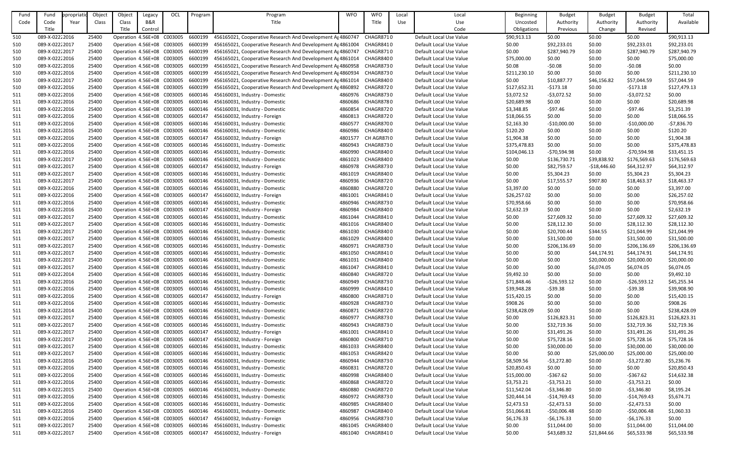| Fund Code | Fund Code Title | Appropriation Year | Object Class | Object Class Title | Legacy B&R Control | OCL | Program | Program Title | WFO | WFO Title | Local Use | Local Use Code | Beginning Uncosted Obligations | Budget Authority Previous | Budget Authority Change | Budget Authority Revised | Total Available |
|---|---|---|---|---|---|---|---|---|---|---|---|---|---|---|---|---|---|
| 510 | 089-X-0222 | 2016 | 25400 | Operation | 4.56E+08 | C003005 | 6600199 | 456165021, Cooperative Research And Development Ag | 4860747 | CHAGR8710 | | Default Local Use Value | $90,913.13 | $0.00 | $0.00 | $0.00 | $90,913.13 |
| 510 | 089-X-0222 | 2017 | 25400 | Operation | 4.56E+08 | C003005 | 6600199 | 456165021, Cooperative Research And Development Ag | 4861004 | CHAGR8410 | | Default Local Use Value | $0.00 | $92,233.01 | $0.00 | $92,233.01 | $92,233.01 |
| 510 | 089-X-0222 | 2017 | 25400 | Operation | 4.56E+08 | C003005 | 6600199 | 456165021, Cooperative Research And Development Ag | 4860747 | CHAGR8710 | | Default Local Use Value | $0.00 | $287,940.79 | $0.00 | $287,940.79 | $287,940.79 |
| 510 | 089-X-0222 | 2016 | 25400 | Operation | 4.56E+08 | C003005 | 6600199 | 456165021, Cooperative Research And Development Ag | 4861014 | CHAGR8400 | | Default Local Use Value | $75,000.00 | $0.00 | $0.00 | $0.00 | $75,000.00 |
| 510 | 089-X-0222 | 2016 | 25400 | Operation | 4.56E+08 | C003005 | 6600199 | 456165021, Cooperative Research And Development Ag | 4860958 | CHAGR8730 | | Default Local Use Value | $0.08 | -$0.08 | $0.00 | -$0.08 | $0.00 |
| 510 | 089-X-0222 | 2016 | 25400 | Operation | 4.56E+08 | C003005 | 6600199 | 456165021, Cooperative Research And Development Ag | 4860934 | CHAGR8730 | | Default Local Use Value | $211,230.10 | $0.00 | $0.00 | $0.00 | $211,230.10 |
| 510 | 089-X-0222 | 2017 | 25400 | Operation | 4.56E+08 | C003005 | 6600199 | 456165021, Cooperative Research And Development Ag | 4861014 | CHAGR8400 | | Default Local Use Value | $0.00 | $10,887.77 | $46,156.82 | $57,044.59 | $57,044.59 |
| 510 | 089-X-0222 | 2016 | 25400 | Operation | 4.56E+08 | C003005 | 6600199 | 456165021, Cooperative Research And Development Ag | 4860892 | CHAGR8720 | | Default Local Use Value | $127,652.31 | -$173.18 | $0.00 | -$173.18 | $127,479.13 |
| 511 | 089-X-0222 | 2016 | 25400 | Operation | 4.56E+08 | C003005 | 6600146 | 456160031, Industry - Domestic | 4860976 | CHAGR8730 | | Default Local Use Value | $3,072.52 | -$3,072.52 | $0.00 | -$3,072.52 | $0.00 |
| 511 | 089-X-0222 | 2016 | 25400 | Operation | 4.56E+08 | C003005 | 6600146 | 456160031, Industry - Domestic | 4860686 | CHAGR8780 | | Default Local Use Value | $20,689.98 | $0.00 | $0.00 | $0.00 | $20,689.98 |
| 511 | 089-X-0222 | 2016 | 25400 | Operation | 4.56E+08 | C003005 | 6600146 | 456160031, Industry - Domestic | 4860854 | CHAGR8720 | | Default Local Use Value | $3,348.85 | -$97.46 | $0.00 | -$97.46 | $3,251.39 |
| 511 | 089-X-0222 | 2016 | 25400 | Operation | 4.56E+08 | C003005 | 6600147 | 456160032, Industry - Foreign | 4860813 | CHAGR8720 | | Default Local Use Value | $18,066.55 | $0.00 | $0.00 | $0.00 | $18,066.55 |
| 511 | 089-X-0222 | 2016 | 25400 | Operation | 4.56E+08 | C003005 | 6600146 | 456160031, Industry - Domestic | 4860577 | CHAGR8700 | | Default Local Use Value | $2,163.30 | -$10,000.00 | $0.00 | -$10,000.00 | -$7,836.70 |
| 511 | 089-X-0222 | 2016 | 25400 | Operation | 4.56E+08 | C003005 | 6600146 | 456160031, Industry - Domestic | 4860986 | CHAGR8400 | | Default Local Use Value | $120.20 | $0.00 | $0.00 | $0.00 | $120.20 |
| 511 | 089-X-0222 | 2016 | 25400 | Operation | 4.56E+08 | C003005 | 6600147 | 456160032, Industry - Foreign | 4801577 | CH AGR87(0 | | Default Local Use Value | $1,904.38 | $0.00 | $0.00 | $0.00 | $1,904.38 |
| 511 | 089-X-0222 | 2016 | 25400 | Operation | 4.56E+08 | C003005 | 6600146 | 456160031, Industry - Domestic | 4860943 | CHAGR8730 | | Default Local Use Value | $375,478.83 | $0.00 | $0.00 | $0.00 | $375,478.83 |
| 511 | 089-X-0222 | 2016 | 25400 | Operation | 4.56E+08 | C003005 | 6600146 | 456160031, Industry - Domestic | 4860990 | CHAGR8400 | | Default Local Use Value | $104,046.13 | -$70,594.98 | $0.00 | -$70,594.98 | $33,451.15 |
| 511 | 089-X-0222 | 2017 | 25400 | Operation | 4.56E+08 | C003005 | 6600146 | 456160031, Industry - Domestic | 4861023 | CHAGR8400 | | Default Local Use Value | $0.00 | $136,730.71 | $39,838.92 | $176,569.63 | $176,569.63 |
| 511 | 089-X-0222 | 2017 | 25400 | Operation | 4.56E+08 | C003005 | 6600147 | 456160032, Industry - Foreign | 4860978 | CHAGR8730 | | Default Local Use Value | $0.00 | $82,759.57 | -$18,446.60 | $64,312.97 | $64,312.97 |
| 511 | 089-X-0222 | 2017 | 25400 | Operation | 4.56E+08 | C003005 | 6600146 | 456160031, Industry - Domestic | 4861019 | CHAGR8400 | | Default Local Use Value | $0.00 | $5,304.23 | $0.00 | $5,304.23 | $5,304.23 |
| 511 | 089-X-0222 | 2017 | 25400 | Operation | 4.56E+08 | C003005 | 6600146 | 456160031, Industry - Domestic | 4860936 | CHAGR8730 | | Default Local Use Value | $0.00 | $17,555.57 | $907.80 | $18,463.37 | $18,463.37 |
| 511 | 089-X-0222 | 2016 | 25400 | Operation | 4.56E+08 | C003005 | 6600146 | 456160031, Industry - Domestic | 4860880 | CHAGR8720 | | Default Local Use Value | $3,397.00 | $0.00 | $0.00 | $0.00 | $3,397.00 |
| 511 | 089-X-0222 | 2016 | 25400 | Operation | 4.56E+08 | C003005 | 6600147 | 456160032, Industry - Foreign | 4861001 | CHAGR8410 | | Default Local Use Value | $26,257.02 | $0.00 | $0.00 | $0.00 | $26,257.02 |
| 511 | 089-X-0222 | 2016 | 25400 | Operation | 4.56E+08 | C003005 | 6600146 | 456160031, Industry - Domestic | 4860946 | CHAGR8730 | | Default Local Use Value | $70,958.66 | $0.00 | $0.00 | $0.00 | $70,958.66 |
| 511 | 089-X-0222 | 2016 | 25400 | Operation | 4.56E+08 | C003005 | 6600147 | 456160032, Industry - Foreign | 4860984 | CHAGR8400 | | Default Local Use Value | $2,632.19 | $0.00 | $0.00 | $0.00 | $2,632.19 |
| 511 | 089-X-0222 | 2017 | 25400 | Operation | 4.56E+08 | C003005 | 6600146 | 456160031, Industry - Domestic | 4861044 | CHAGR8410 | | Default Local Use Value | $0.00 | $27,609.32 | $0.00 | $27,609.32 | $27,609.32 |
| 511 | 089-X-0222 | 2017 | 25400 | Operation | 4.56E+08 | C003005 | 6600146 | 456160031, Industry - Domestic | 4861016 | CHAGR8400 | | Default Local Use Value | $0.00 | $28,112.30 | $0.00 | $28,112.30 | $28,112.30 |
| 511 | 089-X-0222 | 2017 | 25400 | Operation | 4.56E+08 | C003005 | 6600146 | 456160031, Industry - Domestic | 4861030 | CHAGR8400 | | Default Local Use Value | $0.00 | $20,700.44 | $344.55 | $21,044.99 | $21,044.99 |
| 511 | 089-X-0222 | 2017 | 25400 | Operation | 4.56E+08 | C003005 | 6600146 | 456160031, Industry - Domestic | 4861029 | CHAGR8400 | | Default Local Use Value | $0.00 | $31,500.00 | $0.00 | $31,500.00 | $31,500.00 |
| 511 | 089-X-0222 | 2017 | 25400 | Operation | 4.56E+08 | C003005 | 6600146 | 456160031, Industry - Domestic | 4860971 | CHAGR8730 | | Default Local Use Value | $0.00 | $206,136.69 | $0.00 | $206,136.69 | $206,136.69 |
| 511 | 089-X-0222 | 2017 | 25400 | Operation | 4.56E+08 | C003005 | 6600146 | 456160031, Industry - Domestic | 4861050 | CHAGR8410 | | Default Local Use Value | $0.00 | $0.00 | $44,174.91 | $44,174.91 | $44,174.91 |
| 511 | 089-X-0222 | 2017 | 25400 | Operation | 4.56E+08 | C003005 | 6600146 | 456160031, Industry - Domestic | 4861031 | CHAGR8400 | | Default Local Use Value | $0.00 | $0.00 | $20,000.00 | $20,000.00 | $20,000.00 |
| 511 | 089-X-0222 | 2017 | 25400 | Operation | 4.56E+08 | C003005 | 6600146 | 456160031, Industry - Domestic | 4861047 | CHAGR8410 | | Default Local Use Value | $0.00 | $0.00 | $6,074.05 | $6,074.05 | $6,074.05 |
| 511 | 089-X-0222 | 2014 | 25400 | Operation | 4.56E+08 | C003005 | 6600146 | 456160031, Industry - Domestic | 4860840 | CHAGR8720 | | Default Local Use Value | $9,492.10 | $0.00 | $0.00 | $0.00 | $9,492.10 |
| 511 | 089-X-0222 | 2016 | 25400 | Operation | 4.56E+08 | C003005 | 6600146 | 456160031, Industry - Domestic | 4860949 | CHAGR8730 | | Default Local Use Value | $71,848.46 | -$26,593.12 | $0.00 | -$26,593.12 | $45,255.34 |
| 511 | 089-X-0222 | 2016 | 25400 | Operation | 4.56E+08 | C003005 | 6600146 | 456160031, Industry - Domestic | 4860999 | CHAGR8410 | | Default Local Use Value | $39,948.28 | -$39.38 | $0.00 | -$39.38 | $39,908.90 |
| 511 | 089-X-0222 | 2016 | 25400 | Operation | 4.56E+08 | C003005 | 6600147 | 456160032, Industry - Foreign | 4860800 | CHAGR8710 | | Default Local Use Value | $15,420.15 | $0.00 | $0.00 | $0.00 | $15,420.15 |
| 511 | 089-X-0222 | 2016 | 25400 | Operation | 4.56E+08 | C003005 | 6600146 | 456160031, Industry - Domestic | 4860928 | CHAGR8730 | | Default Local Use Value | $908.26 | $0.00 | $0.00 | $0.00 | $908.26 |
| 511 | 089-X-0222 | 2014 | 25400 | Operation | 4.56E+08 | C003005 | 6600146 | 456160031, Industry - Domestic | 4860871 | CHAGR8720 | | Default Local Use Value | $238,428.09 | $0.00 | $0.00 | $0.00 | $238,428.09 |
| 511 | 089-X-0222 | 2017 | 25400 | Operation | 4.56E+08 | C003005 | 6600146 | 456160031, Industry - Domestic | 4860977 | CHAGR8730 | | Default Local Use Value | $0.00 | $126,823.31 | $0.00 | $126,823.31 | $126,823.31 |
| 511 | 089-X-0222 | 2017 | 25400 | Operation | 4.56E+08 | C003005 | 6600146 | 456160031, Industry - Domestic | 4860943 | CHAGR8730 | | Default Local Use Value | $0.00 | $32,719.36 | $0.00 | $32,719.36 | $32,719.36 |
| 511 | 089-X-0222 | 2017 | 25400 | Operation | 4.56E+08 | C003005 | 6600147 | 456160032, Industry - Foreign | 4861001 | CHAGR8410 | | Default Local Use Value | $0.00 | $31,491.26 | $0.00 | $31,491.26 | $31,491.26 |
| 511 | 089-X-0222 | 2017 | 25400 | Operation | 4.56E+08 | C003005 | 6600147 | 456160032, Industry - Foreign | 4860800 | CHAGR8710 | | Default Local Use Value | $0.00 | $75,728.16 | $0.00 | $75,728.16 | $75,728.16 |
| 511 | 089-X-0222 | 2017 | 25400 | Operation | 4.56E+08 | C003005 | 6600146 | 456160031, Industry - Domestic | 4861033 | CHAGR8400 | | Default Local Use Value | $0.00 | $30,000.00 | $0.00 | $30,000.00 | $30,000.00 |
| 511 | 089-X-0222 | 2017 | 25400 | Operation | 4.56E+08 | C003005 | 6600146 | 456160031, Industry - Domestic | 4861053 | CHAGR8420 | | Default Local Use Value | $0.00 | $0.00 | $25,000.00 | $25,000.00 | $25,000.00 |
| 511 | 089-X-0222 | 2016 | 25400 | Operation | 4.56E+08 | C003005 | 6600146 | 456160031, Industry - Domestic | 4860944 | CHAGR8730 | | Default Local Use Value | $8,509.56 | -$3,272.80 | $0.00 | -$3,272.80 | $5,236.76 |
| 511 | 089-X-0222 | 2016 | 25400 | Operation | 4.56E+08 | C003005 | 6600146 | 456160031, Industry - Domestic | 4860831 | CHAGR8720 | | Default Local Use Value | $20,850.43 | $0.00 | $0.00 | $0.00 | $20,850.43 |
| 511 | 089-X-0222 | 2016 | 25400 | Operation | 4.56E+08 | C003005 | 6600146 | 456160031, Industry - Domestic | 4860998 | CHAGR8400 | | Default Local Use Value | $15,000.00 | -$367.62 | $0.00 | -$367.62 | $14,632.38 |
| 511 | 089-X-0222 | 2016 | 25400 | Operation | 4.56E+08 | C003005 | 6600146 | 456160031, Industry - Domestic | 4860868 | CHAGR8720 | | Default Local Use Value | $3,753.21 | -$3,753.21 | $0.00 | -$3,753.21 | $0.00 |
| 511 | 089-X-0222 | 2015 | 25400 | Operation | 4.56E+08 | C003005 | 6600146 | 456160031, Industry - Domestic | 4860880 | CHAGR8720 | | Default Local Use Value | $11,542.04 | -$3,346.80 | $0.00 | -$3,346.80 | $8,195.24 |
| 511 | 089-X-0222 | 2016 | 25400 | Operation | 4.56E+08 | C003005 | 6600146 | 456160031, Industry - Domestic | 4860972 | CHAGR8730 | | Default Local Use Value | $20,444.14 | -$14,769.43 | $0.00 | -$14,769.43 | $5,674.71 |
| 511 | 089-X-0222 | 2016 | 25400 | Operation | 4.56E+08 | C003005 | 6600146 | 456160031, Industry - Domestic | 4860985 | CHAGR8400 | | Default Local Use Value | $2,473.53 | -$2,473.53 | $0.00 | -$2,473.53 | $0.00 |
| 511 | 089-X-0222 | 2016 | 25400 | Operation | 4.56E+08 | C003005 | 6600146 | 456160031, Industry - Domestic | 4860987 | CHAGR8400 | | Default Local Use Value | $51,066.81 | -$50,006.48 | $0.00 | -$50,006.48 | $1,060.33 |
| 511 | 089-X-0222 | 2016 | 25400 | Operation | 4.56E+08 | C003005 | 6600147 | 456160032, Industry - Foreign | 4860956 | CHAGR8730 | | Default Local Use Value | $6,176.33 | -$6,176.33 | $0.00 | -$6,176.33 | $0.00 |
| 511 | 089-X-0222 | 2017 | 25400 | Operation | 4.56E+08 | C003005 | 6600146 | 456160031, Industry - Domestic | 4861045 | CHAGR8400 | | Default Local Use Value | $0.00 | $11,044.00 | $0.00 | $11,044.00 | $11,044.00 |
| 511 | 089-X-0222 | 2017 | 25400 | Operation | 4.56E+08 | C003005 | 6600147 | 456160032, Industry - Foreign | 4861040 | CHAGR8410 | | Default Local Use Value | $0.00 | $43,689.32 | $21,844.66 | $65,533.98 | $65,533.98 |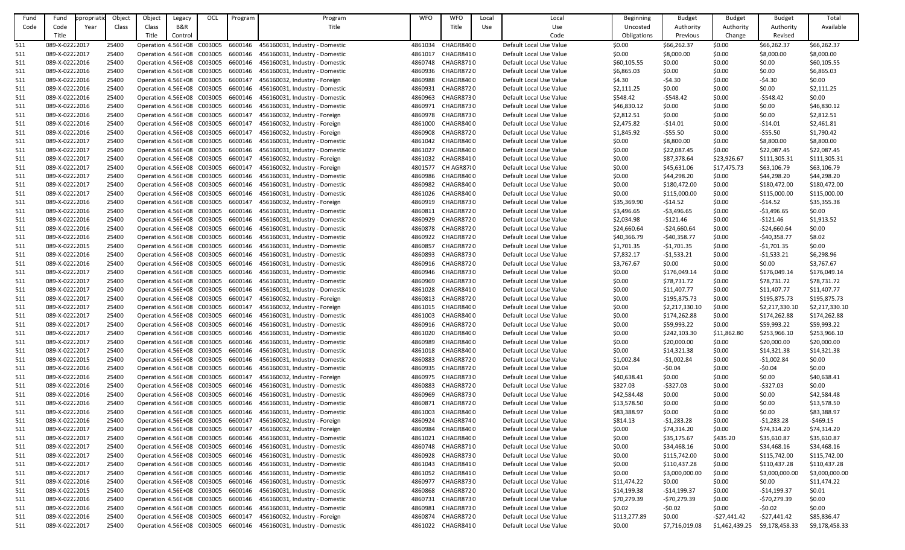| Fund Code | Fund Code Title | Appropriation Year | Object Class | Object Class Title | Legacy B&R Control | OCL | Program | Program Title | WFO | WFO Title | Local Use | Local Use Code | Beginning Uncosted Obligations | Budget Authority Previous | Budget Authority Change | Budget Authority Revised | Total Available |
|---|---|---|---|---|---|---|---|---|---|---|---|---|---|---|---|---|---|
| 511 | 089-X-0222 | 2017 | 25400 | Operation | 4.56E+08 | C003005 | 6600146 | 456160031, Industry - Domestic | 4861034 | CHAGR8400 | | Default Local Use Value | $0.00 | $66,262.37 | $0.00 | $66,262.37 | $66,262.37 |
| 511 | 089-X-0222 | 2017 | 25400 | Operation | 4.56E+08 | C003005 | 6600146 | 456160031, Industry - Domestic | 4861017 | CHAGR8410 | | Default Local Use Value | $0.00 | $8,000.00 | $0.00 | $8,000.00 | $8,000.00 |
| 511 | 089-X-0222 | 2016 | 25400 | Operation | 4.56E+08 | C003005 | 6600146 | 456160031, Industry - Domestic | 4860748 | CHAGR8710 | | Default Local Use Value | $60,105.55 | $0.00 | $0.00 | $0.00 | $60,105.55 |
| 511 | 089-X-0222 | 2016 | 25400 | Operation | 4.56E+08 | C003005 | 6600146 | 456160031, Industry - Domestic | 4860936 | CHAGR8720 | | Default Local Use Value | $6,865.03 | $0.00 | $0.00 | $0.00 | $6,865.03 |
| 511 | 089-X-0222 | 2016 | 25400 | Operation | 4.56E+08 | C003005 | 6600147 | 456160032, Industry - Foreign | 4860988 | CHAGR8400 | | Default Local Use Value | $4.30 | -$4.30 | $0.00 | -$4.30 | $0.00 |
| 511 | 089-X-0222 | 2016 | 25400 | Operation | 4.56E+08 | C003005 | 6600146 | 456160031, Industry - Domestic | 4860931 | CHAGR8720 | | Default Local Use Value | $2,111.25 | $0.00 | $0.00 | $0.00 | $2,111.25 |
| 511 | 089-X-0222 | 2016 | 25400 | Operation | 4.56E+08 | C003005 | 6600146 | 456160031, Industry - Domestic | 4860963 | CHAGR8730 | | Default Local Use Value | $548.42 | -$548.42 | $0.00 | -$548.42 | $0.00 |
| 511 | 089-X-0222 | 2016 | 25400 | Operation | 4.56E+08 | C003005 | 6600146 | 456160031, Industry - Domestic | 4860971 | CHAGR8730 | | Default Local Use Value | $46,830.12 | $0.00 | $0.00 | $0.00 | $46,830.12 |
| 511 | 089-X-0222 | 2016 | 25400 | Operation | 4.56E+08 | C003005 | 6600147 | 456160032, Industry - Foreign | 4860978 | CHAGR8730 | | Default Local Use Value | $2,812.51 | $0.00 | $0.00 | $0.00 | $2,812.51 |
| 511 | 089-X-0222 | 2016 | 25400 | Operation | 4.56E+08 | C003005 | 6600147 | 456160032, Industry - Foreign | 4861000 | CHAGR8400 | | Default Local Use Value | $2,475.82 | -$14.01 | $0.00 | -$14.01 | $2,461.81 |
| 511 | 089-X-0222 | 2016 | 25400 | Operation | 4.56E+08 | C003005 | 6600147 | 456160032, Industry - Foreign | 4860908 | CHAGR8720 | | Default Local Use Value | $1,845.92 | -$55.50 | $0.00 | -$55.50 | $1,790.42 |
| 511 | 089-X-0222 | 2017 | 25400 | Operation | 4.56E+08 | C003005 | 6600146 | 456160031, Industry - Domestic | 4861042 | CHAGR8400 | | Default Local Use Value | $0.00 | $8,800.00 | $0.00 | $8,800.00 | $8,800.00 |
| 511 | 089-X-0222 | 2017 | 25400 | Operation | 4.56E+08 | C003005 | 6600146 | 456160031, Industry - Domestic | 4861027 | CHAGR8400 | | Default Local Use Value | $0.00 | $22,087.45 | $0.00 | $22,087.45 | $22,087.45 |
| 511 | 089-X-0222 | 2017 | 25400 | Operation | 4.56E+08 | C003005 | 6600147 | 456160032, Industry - Foreign | 4861032 | CHAGR8410 | | Default Local Use Value | $0.00 | $87,378.64 | $23,926.67 | $111,305.31 | $111,305.31 |
| 511 | 089-X-0222 | 2017 | 25400 | Operation | 4.56E+08 | C003005 | 6600147 | 456160032, Industry - Foreign | 4801577 | CH AGR8710 | | Default Local Use Value | $0.00 | $45,631.06 | $17,475.73 | $63,106.79 | $63,106.79 |
| 511 | 089-X-0222 | 2017 | 25400 | Operation | 4.56E+08 | C003005 | 6600146 | 456160031, Industry - Domestic | 4860986 | CHAGR8400 | | Default Local Use Value | $0.00 | $44,298.20 | $0.00 | $44,298.20 | $44,298.20 |
| 511 | 089-X-0222 | 2017 | 25400 | Operation | 4.56E+08 | C003005 | 6600146 | 456160031, Industry - Domestic | 4860982 | CHAGR8400 | | Default Local Use Value | $0.00 | $180,472.00 | $0.00 | $180,472.00 | $180,472.00 |
| 511 | 089-X-0222 | 2017 | 25400 | Operation | 4.56E+08 | C003005 | 6600146 | 456160031, Industry - Domestic | 4861026 | CHAGR8400 | | Default Local Use Value | $0.00 | $115,000.00 | $0.00 | $115,000.00 | $115,000.00 |
| 511 | 089-X-0222 | 2016 | 25400 | Operation | 4.56E+08 | C003005 | 6600147 | 456160032, Industry - Foreign | 4860919 | CHAGR8730 | | Default Local Use Value | $35,369.90 | -$14.52 | $0.00 | -$14.52 | $35,355.38 |
| 511 | 089-X-0222 | 2016 | 25400 | Operation | 4.56E+08 | C003005 | 6600146 | 456160031, Industry - Domestic | 4860811 | CHAGR8720 | | Default Local Use Value | $3,496.65 | -$3,496.65 | $0.00 | -$3,496.65 | $0.00 |
| 511 | 089-X-0222 | 2016 | 25400 | Operation | 4.56E+08 | C003005 | 6600146 | 456160031, Industry - Domestic | 4860929 | CHAGR8720 | | Default Local Use Value | $2,034.98 | -$121.46 | $0.00 | -$121.46 | $1,913.52 |
| 511 | 089-X-0222 | 2016 | 25400 | Operation | 4.56E+08 | C003005 | 6600146 | 456160031, Industry - Domestic | 4860878 | CHAGR8720 | | Default Local Use Value | $24,660.64 | -$24,660.64 | $0.00 | -$24,660.64 | $0.00 |
| 511 | 089-X-0222 | 2016 | 25400 | Operation | 4.56E+08 | C003005 | 6600146 | 456160031, Industry - Domestic | 4860922 | CHAGR8720 | | Default Local Use Value | $40,366.79 | -$40,358.77 | $0.00 | -$40,358.77 | $8.02 |
| 511 | 089-X-0222 | 2015 | 25400 | Operation | 4.56E+08 | C003005 | 6600146 | 456160031, Industry - Domestic | 4860857 | CHAGR8720 | | Default Local Use Value | $1,701.35 | -$1,701.35 | $0.00 | -$1,701.35 | $0.00 |
| 511 | 089-X-0222 | 2016 | 25400 | Operation | 4.56E+08 | C003005 | 6600146 | 456160031, Industry - Domestic | 4860893 | CHAGR8730 | | Default Local Use Value | $7,832.17 | -$1,533.21 | $0.00 | -$1,533.21 | $6,298.96 |
| 511 | 089-X-0222 | 2016 | 25400 | Operation | 4.56E+08 | C003005 | 6600146 | 456160031, Industry - Domestic | 4860916 | CHAGR8720 | | Default Local Use Value | $3,767.67 | $0.00 | $0.00 | $0.00 | $3,767.67 |
| 511 | 089-X-0222 | 2017 | 25400 | Operation | 4.56E+08 | C003005 | 6600146 | 456160031, Industry - Domestic | 4860946 | CHAGR8730 | | Default Local Use Value | $0.00 | $176,049.14 | $0.00 | $176,049.14 | $176,049.14 |
| 511 | 089-X-0222 | 2017 | 25400 | Operation | 4.56E+08 | C003005 | 6600146 | 456160031, Industry - Domestic | 4860969 | CHAGR8730 | | Default Local Use Value | $0.00 | $78,731.72 | $0.00 | $78,731.72 | $78,731.72 |
| 511 | 089-X-0222 | 2017 | 25400 | Operation | 4.56E+08 | C003005 | 6600146 | 456160031, Industry - Domestic | 4861028 | CHAGR8410 | | Default Local Use Value | $0.00 | $11,407.77 | $0.00 | $11,407.77 | $11,407.77 |
| 511 | 089-X-0222 | 2017 | 25400 | Operation | 4.56E+08 | C003005 | 6600147 | 456160032, Industry - Foreign | 4860813 | CHAGR8720 | | Default Local Use Value | $0.00 | $195,875.73 | $0.00 | $195,875.73 | $195,875.73 |
| 511 | 089-X-0222 | 2017 | 25400 | Operation | 4.56E+08 | C003005 | 6600147 | 456160032, Industry - Foreign | 4861015 | CHAGR8400 | | Default Local Use Value | $0.00 | $2,217,330.10 | $0.00 | $2,217,330.10 | $2,217,330.10 |
| 511 | 089-X-0222 | 2017 | 25400 | Operation | 4.56E+08 | C003005 | 6600146 | 456160031, Industry - Domestic | 4861003 | CHAGR8400 | | Default Local Use Value | $0.00 | $174,262.88 | $0.00 | $174,262.88 | $174,262.88 |
| 511 | 089-X-0222 | 2017 | 25400 | Operation | 4.56E+08 | C003005 | 6600146 | 456160031, Industry - Domestic | 4860916 | CHAGR8720 | | Default Local Use Value | $0.00 | $59,993.22 | $0.00 | $59,993.22 | $59,993.22 |
| 511 | 089-X-0222 | 2017 | 25400 | Operation | 4.56E+08 | C003005 | 6600146 | 456160031, Industry - Domestic | 4861020 | CHAGR8400 | | Default Local Use Value | $0.00 | $242,103.30 | $11,862.80 | $253,966.10 | $253,966.10 |
| 511 | 089-X-0222 | 2017 | 25400 | Operation | 4.56E+08 | C003005 | 6600146 | 456160031, Industry - Domestic | 4860989 | CHAGR8400 | | Default Local Use Value | $0.00 | $20,000.00 | $0.00 | $20,000.00 | $20,000.00 |
| 511 | 089-X-0222 | 2017 | 25400 | Operation | 4.56E+08 | C003005 | 6600146 | 456160031, Industry - Domestic | 4861018 | CHAGR8400 | | Default Local Use Value | $0.00 | $14,321.38 | $0.00 | $14,321.38 | $14,321.38 |
| 511 | 089-X-0222 | 2015 | 25400 | Operation | 4.56E+08 | C003005 | 6600146 | 456160031, Industry - Domestic | 4860883 | CHAGR8720 | | Default Local Use Value | $1,002.84 | -$1,002.84 | $0.00 | -$1,002.84 | $0.00 |
| 511 | 089-X-0222 | 2016 | 25400 | Operation | 4.56E+08 | C003005 | 6600146 | 456160031, Industry - Domestic | 4860935 | CHAGR8720 | | Default Local Use Value | $0.04 | -$0.04 | $0.00 | -$0.04 | $0.00 |
| 511 | 089-X-0222 | 2016 | 25400 | Operation | 4.56E+08 | C003005 | 6600147 | 456160032, Industry - Foreign | 4860975 | CHAGR8730 | | Default Local Use Value | $40,638.41 | $0.00 | $0.00 | $0.00 | $40,638.41 |
| 511 | 089-X-0222 | 2016 | 25400 | Operation | 4.56E+08 | C003005 | 6600146 | 456160031, Industry - Domestic | 4860883 | CHAGR8720 | | Default Local Use Value | $327.03 | -$327.03 | $0.00 | -$327.03 | $0.00 |
| 511 | 089-X-0222 | 2016 | 25400 | Operation | 4.56E+08 | C003005 | 6600146 | 456160031, Industry - Domestic | 4860969 | CHAGR8730 | | Default Local Use Value | $42,584.48 | $0.00 | $0.00 | $0.00 | $42,584.48 |
| 511 | 089-X-0222 | 2016 | 25400 | Operation | 4.56E+08 | C003005 | 6600146 | 456160031, Industry - Domestic | 4860871 | CHAGR8720 | | Default Local Use Value | $13,578.50 | $0.00 | $0.00 | $0.00 | $13,578.50 |
| 511 | 089-X-0222 | 2016 | 25400 | Operation | 4.56E+08 | C003005 | 6600146 | 456160031, Industry - Domestic | 4861003 | CHAGR8400 | | Default Local Use Value | $83,388.97 | $0.00 | $0.00 | $0.00 | $83,388.97 |
| 511 | 089-X-0222 | 2016 | 25400 | Operation | 4.56E+08 | C003005 | 6600147 | 456160032, Industry - Foreign | 4860924 | CHAGR8740 | | Default Local Use Value | $814.13 | -$1,283.28 | $0.00 | -$1,283.28 | -$469.15 |
| 511 | 089-X-0222 | 2017 | 25400 | Operation | 4.56E+08 | C003005 | 6600147 | 456160032, Industry - Foreign | 4860984 | CHAGR8400 | | Default Local Use Value | $0.00 | $74,314.20 | $0.00 | $74,314.20 | $74,314.20 |
| 511 | 089-X-0222 | 2017 | 25400 | Operation | 4.56E+08 | C003005 | 6600146 | 456160031, Industry - Domestic | 4861021 | CHAGR8400 | | Default Local Use Value | $0.00 | $35,175.67 | $435.20 | $35,610.87 | $35,610.87 |
| 511 | 089-X-0222 | 2017 | 25400 | Operation | 4.56E+08 | C003005 | 6600146 | 456160031, Industry - Domestic | 4860748 | CHAGR8710 | | Default Local Use Value | $0.00 | $34,468.16 | $0.00 | $34,468.16 | $34,468.16 |
| 511 | 089-X-0222 | 2017 | 25400 | Operation | 4.56E+08 | C003005 | 6600146 | 456160031, Industry - Domestic | 4860928 | CHAGR8730 | | Default Local Use Value | $0.00 | $115,742.00 | $0.00 | $115,742.00 | $115,742.00 |
| 511 | 089-X-0222 | 2017 | 25400 | Operation | 4.56E+08 | C003005 | 6600146 | 456160031, Industry - Domestic | 4861043 | CHAGR8410 | | Default Local Use Value | $0.00 | $110,437.28 | $0.00 | $110,437.28 | $110,437.28 |
| 511 | 089-X-0222 | 2017 | 25400 | Operation | 4.56E+08 | C003005 | 6600146 | 456160031, Industry - Domestic | 4861052 | CHAGR8410 | | Default Local Use Value | $0.00 | $3,000,000.00 | $0.00 | $3,000,000.00 | $3,000,000.00 |
| 511 | 089-X-0222 | 2016 | 25400 | Operation | 4.56E+08 | C003005 | 6600146 | 456160031, Industry - Domestic | 4860977 | CHAGR8730 | | Default Local Use Value | $11,474.22 | $0.00 | $0.00 | $0.00 | $11,474.22 |
| 511 | 089-X-0222 | 2015 | 25400 | Operation | 4.56E+08 | C003005 | 6600146 | 456160031, Industry - Domestic | 4860868 | CHAGR8720 | | Default Local Use Value | $14,199.38 | -$14,199.37 | $0.00 | -$14,199.37 | $0.01 |
| 511 | 089-X-0222 | 2016 | 25400 | Operation | 4.56E+08 | C003005 | 6600146 | 456160031, Industry - Domestic | 4860731 | CHAGR8730 | | Default Local Use Value | $70,279.39 | -$70,279.39 | $0.00 | -$70,279.39 | $0.00 |
| 511 | 089-X-0222 | 2016 | 25400 | Operation | 4.56E+08 | C003005 | 6600146 | 456160031, Industry - Domestic | 4860981 | CHAGR8730 | | Default Local Use Value | $0.02 | -$0.02 | $0.00 | -$0.02 | $0.00 |
| 511 | 089-X-0222 | 2016 | 25400 | Operation | 4.56E+08 | C003005 | 6600147 | 456160032, Industry - Foreign | 4860874 | CHAGR8720 | | Default Local Use Value | $113,277.89 | $0.00 | -$27,441.42 | -$27,441.42 | $85,836.47 |
| 511 | 089-X-0222 | 2017 | 25400 | Operation | 4.56E+08 | C003005 | 6600146 | 456160031, Industry - Domestic | 4861022 | CHAGR8410 | | Default Local Use Value | $0.00 | $7,716,019.08 | $1,462,439.25 | $9,178,458.33 | $9,178,458.33 |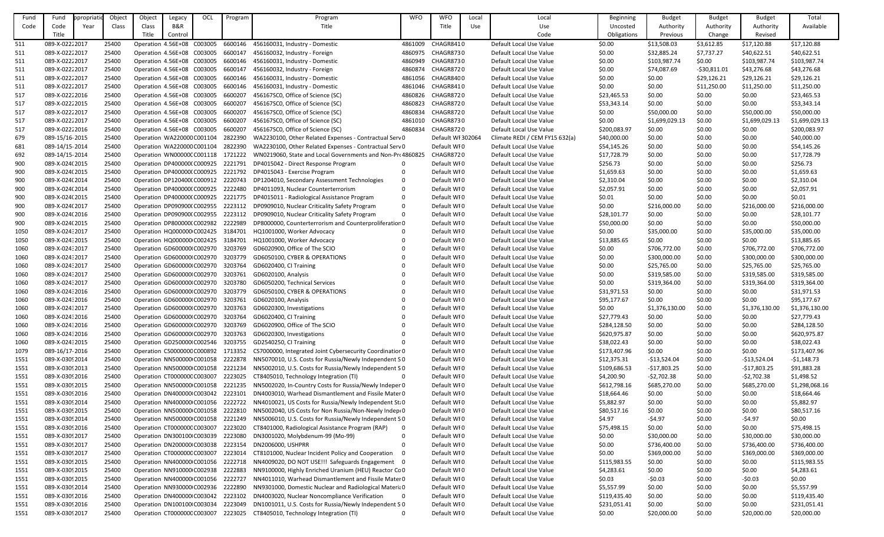| Fund Code | Fund Code Title | Appropriation Year | Object Class | Object Class Title | Legacy B&R Control | OCL | Program | Program Title | WFO | WFO Title | Local Use | Local Use Code | Beginning Uncosted Obligations | Budget Authority Previous | Budget Authority Change | Budget Authority Revised | Total Available |
|---|---|---|---|---|---|---|---|---|---|---|---|---|---|---|---|---|---|
| 511 | 089-X-0222 | 2017 | 25400 | Operation | 4.56E+08 | C003005 | 6600146 | 456160031, Industry - Domestic | 4861009 | CHAGR841 | 0 | Default Local Use Value | $0.00 | $13,508.03 | $3,612.85 | $17,120.88 | $17,120.88 |
| 511 | 089-X-0222 | 2017 | 25400 | Operation | 4.56E+08 | C003005 | 6600147 | 456160032, Industry - Foreign | 4860975 | CHAGR873 | 0 | Default Local Use Value | $0.00 | $32,885.24 | $7,737.27 | $40,622.51 | $40,622.51 |
| 511 | 089-X-0222 | 2017 | 25400 | Operation | 4.56E+08 | C003005 | 6600146 | 456160031, Industry - Domestic | 4860949 | CHAGR873 | 0 | Default Local Use Value | $0.00 | $103,987.74 | $0.00 | $103,987.74 | $103,987.74 |
| 511 | 089-X-0222 | 2017 | 25400 | Operation | 4.56E+08 | C003005 | 6600147 | 456160032, Industry - Foreign | 4860874 | CHAGR872 | 0 | Default Local Use Value | $0.00 | $74,087.69 | -$30,811.01 | $43,276.68 | $43,276.68 |
| 511 | 089-X-0222 | 2017 | 25400 | Operation | 4.56E+08 | C003005 | 6600146 | 456160031, Industry - Domestic | 4861056 | CHAGR840 | 0 | Default Local Use Value | $0.00 | $0.00 | $29,126.21 | $29,126.21 | $29,126.21 |
| 511 | 089-X-0222 | 2017 | 25400 | Operation | 4.56E+08 | C003005 | 6600146 | 456160031, Industry - Domestic | 4861046 | CHAGR841 | 0 | Default Local Use Value | $0.00 | $0.00 | $11,250.00 | $11,250.00 | $11,250.00 |
| 517 | 089-X-0222 | 2016 | 25400 | Operation | 4.56E+08 | C003005 | 6600207 | 456167SCO, Office of Science (SC) | 4860826 | CHAGR872 | 0 | Default Local Use Value | $23,465.53 | $0.00 | $0.00 | $0.00 | $23,465.53 |
| 517 | 089-X-0222 | 2015 | 25400 | Operation | 4.56E+08 | C003005 | 6600207 | 456167SCO, Office of Science (SC) | 4860823 | CHAGR872 | 0 | Default Local Use Value | $53,343.14 | $0.00 | $0.00 | $0.00 | $53,343.14 |
| 517 | 089-X-0222 | 2017 | 25400 | Operation | 4.56E+08 | C003005 | 6600207 | 456167SCO, Office of Science (SC) | 4860834 | CHAGR872 | 0 | Default Local Use Value | $0.00 | $50,000.00 | $0.00 | $50,000.00 | $50,000.00 |
| 517 | 089-X-0222 | 2017 | 25400 | Operation | 4.56E+08 | C003005 | 6600207 | 456167SCO, Office of Science (SC) | 4861010 | CHAGR873 | 0 | Default Local Use Value | $0.00 | $1,699,029.13 | $0.00 | $1,699,029.13 | $1,699,029.13 |
| 517 | 089-X-0222 | 2016 | 25400 | Operation | 4.56E+08 | C003005 | 6600207 | 456167SCO, Office of Science (SC) | 4860834 | CHAGR872 | 0 | Default Local Use Value | $200,083.97 | $0.00 | $0.00 | $0.00 | $200,083.97 |
| 679 | 089-15/16-2015 | | 25400 | Operation | WA220000 | C001104 | 2822390 | WA2230100, Other Related Expenses - Contractual Serv | 0 | Default WF | 302064 | Climate REDI / CEM FY15 632(a) | $40,000.00 | $0.00 | $0.00 | $0.00 | $40,000.00 |
| 681 | 089-14/15-2014 | | 25400 | Operation | WA220000 | C001104 | 2822390 | WA2230100, Other Related Expenses - Contractual Serv | 0 | Default WF | 0 | Default Local Use Value | $54,145.26 | $0.00 | $0.00 | $0.00 | $54,145.26 |
| 692 | 089-14/15-2014 | | 25400 | Operation | WN00000C | C001118 | 1721222 | WN0219060, State and Local Governments and Non-Pro | 4860825 | CHAGR872 | 0 | Default Local Use Value | $17,728.79 | $0.00 | $0.00 | $0.00 | $17,728.79 |
| 900 | 089-X-024C | 2015 | 25400 | Operation | DP400000 | C000925 | 2221791 | DP4015042 - Direct Response Program | 0 | Default WF | 0 | Default Local Use Value | $256.73 | $0.00 | $0.00 | $0.00 | $256.73 |
| 900 | 089-X-024C | 2015 | 25400 | Operation | DP400000 | C000925 | 2221792 | DP4015043 - Exercise Program | 0 | Default WF | 0 | Default Local Use Value | $1,659.63 | $0.00 | $0.00 | $0.00 | $1,659.63 |
| 900 | 089-X-024C | 2014 | 25400 | Operation | DP120400 | C000912 | 2220743 | DP1204010, Secondary Assessment Technologies | 0 | Default WF | 0 | Default Local Use Value | $2,310.04 | $0.00 | $0.00 | $0.00 | $2,310.04 |
| 900 | 089-X-024C | 2014 | 25400 | Operation | DP400000 | C000925 | 2222480 | DP4011093, Nuclear Counterterrorism | 0 | Default WF | 0 | Default Local Use Value | $2,057.91 | $0.00 | $0.00 | $0.00 | $2,057.91 |
| 900 | 089-X-024C | 2015 | 25400 | Operation | DP400000 | C000925 | 2221775 | DP4015011 - Radiological Assistance Program | 0 | Default WF | 0 | Default Local Use Value | $0.01 | $0.00 | $0.00 | $0.00 | $0.01 |
| 900 | 089-X-024C | 2017 | 25400 | Operation | DP090900 | C002955 | 2223112 | DP0909010, Nuclear Criticality Safety Program | 0 | Default WF | 0 | Default Local Use Value | $0.00 | $216,000.00 | $0.00 | $216,000.00 | $216,000.00 |
| 900 | 089-X-024C | 2016 | 25400 | Operation | DP090900 | C002955 | 2223112 | DP0909010, Nuclear Criticality Safety Program | 0 | Default WF | 0 | Default Local Use Value | $28,101.77 | $0.00 | $0.00 | $0.00 | $28,101.77 |
| 900 | 089-X-024C | 2015 | 25400 | Operation | DP800000 | C002982 | 2222989 | DP8000000, Counterterrorism and Counterproliferation | 0 | Default WF | 0 | Default Local Use Value | $50,000.00 | $0.00 | $0.00 | $0.00 | $50,000.00 |
| 1050 | 089-X-0243 | 2017 | 25400 | Operation | HQ000000 | C002425 | 3184701 | HQ1001000, Worker Advocacy | 0 | Default WF | 0 | Default Local Use Value | $0.00 | $35,000.00 | $0.00 | $35,000.00 | $35,000.00 |
| 1050 | 089-X-0243 | 2015 | 25400 | Operation | HQ000000 | C002425 | 3184701 | HQ1001000, Worker Advocacy | 0 | Default WF | 0 | Default Local Use Value | $13,885.65 | $0.00 | $0.00 | $0.00 | $13,885.65 |
| 1060 | 089-X-0243 | 2017 | 25400 | Operation | GD600000 | C002970 | 3203769 | GD6020900, Office of The SCIO | 0 | Default WF | 0 | Default Local Use Value | $0.00 | $706,772.00 | $0.00 | $706,772.00 | $706,772.00 |
| 1060 | 089-X-0243 | 2017 | 25400 | Operation | GD600000 | C002970 | 3203779 | GD6050100, CYBER & OPERATIONS | 0 | Default WF | 0 | Default Local Use Value | $0.00 | $300,000.00 | $0.00 | $300,000.00 | $300,000.00 |
| 1060 | 089-X-0243 | 2017 | 25400 | Operation | GD600000 | C002970 | 3203764 | GD6020400, CI Training | 0 | Default WF | 0 | Default Local Use Value | $0.00 | $25,765.00 | $0.00 | $25,765.00 | $25,765.00 |
| 1060 | 089-X-0243 | 2017 | 25400 | Operation | GD600000 | C002970 | 3203761 | GD6020100, Analysis | 0 | Default WF | 0 | Default Local Use Value | $0.00 | $319,585.00 | $0.00 | $319,585.00 | $319,585.00 |
| 1060 | 089-X-0243 | 2017 | 25400 | Operation | GD600000 | C002970 | 3203780 | GD6050200, Technical Services | 0 | Default WF | 0 | Default Local Use Value | $0.00 | $319,364.00 | $0.00 | $319,364.00 | $319,364.00 |
| 1060 | 089-X-0243 | 2016 | 25400 | Operation | GD600000 | C002970 | 3203779 | GD6050100, CYBER & OPERATIONS | 0 | Default WF | 0 | Default Local Use Value | $31,971.53 | $0.00 | $0.00 | $0.00 | $31,971.53 |
| 1060 | 089-X-0243 | 2016 | 25400 | Operation | GD600000 | C002970 | 3203761 | GD6020100, Analysis | 0 | Default WF | 0 | Default Local Use Value | $95,177.67 | $0.00 | $0.00 | $0.00 | $95,177.67 |
| 1060 | 089-X-0243 | 2017 | 25400 | Operation | GD600000 | C002970 | 3203763 | GD6020300, Investigations | 0 | Default WF | 0 | Default Local Use Value | $0.00 | $1,376,130.00 | $0.00 | $1,376,130.00 | $1,376,130.00 |
| 1060 | 089-X-0243 | 2016 | 25400 | Operation | GD600000 | C002970 | 3203764 | GD6020400, CI Training | 0 | Default WF | 0 | Default Local Use Value | $27,779.43 | $0.00 | $0.00 | $0.00 | $27,779.43 |
| 1060 | 089-X-0243 | 2016 | 25400 | Operation | GD600000 | C002970 | 3203769 | GD6020900, Office of The SCIO | 0 | Default WF | 0 | Default Local Use Value | $284,128.50 | $0.00 | $0.00 | $0.00 | $284,128.50 |
| 1060 | 089-X-0243 | 2016 | 25400 | Operation | GD600000 | C002970 | 3203763 | GD6020300, Investigations | 0 | Default WF | 0 | Default Local Use Value | $620,975.87 | $0.00 | $0.00 | $0.00 | $620,975.87 |
| 1060 | 089-X-0243 | 2015 | 25400 | Operation | GD250000 | C002546 | 3203755 | GD2540250, CI Training | 0 | Default WF | 0 | Default Local Use Value | $38,022.43 | $0.00 | $0.00 | $0.00 | $38,022.43 |
| 1079 | 089-16/17-2016 | | 25400 | Operation | CS000000 | C000892 | 1713352 | CS7000000, Integrated Joint Cybersecurity Coordination | 0 | Default WF | 0 | Default Local Use Value | $173,407.96 | $0.00 | $0.00 | $0.00 | $173,407.96 |
| 1551 | 089-X-0309 | 2014 | 25400 | Operation | NN500000 | C001058 | 2222878 | NN5070010, U.S. Costs for Russia/Newly Independent S | 0 | Default WF | 0 | Default Local Use Value | $12,375.31 | -$13,524.04 | $0.00 | -$13,524.04 | -$1,148.73 |
| 1551 | 089-X-0309 | 2013 | 25400 | Operation | NN500000 | C001058 | 2221234 | NN5002010, U.S. Costs for Russia/Newly Independent S | 0 | Default WF | 0 | Default Local Use Value | $109,686.53 | -$17,803.25 | $0.00 | -$17,803.25 | $91,883.28 |
| 1551 | 089-X-0309 | 2016 | 25400 | Operation | CT000000 | C003007 | 2223025 | CT8405010, Technology Integration (TI) | 0 | Default WF | 0 | Default Local Use Value | $4,200.90 | -$2,702.38 | $0.00 | -$2,702.38 | $1,498.52 |
| 1551 | 089-X-0309 | 2015 | 25400 | Operation | NN500000 | C001058 | 2221235 | NN5002020, In-Country Costs for Russia/Newly Indeper | 0 | Default WF | 0 | Default Local Use Value | $612,798.16 | $685,270.00 | $0.00 | $685,270.00 | $1,298,068.16 |
| 1551 | 089-X-0309 | 2016 | 25400 | Operation | DN400000 | C003042 | 2223101 | DN4003010, Warhead Dismantlement and Fissile Mater | 0 | Default WF | 0 | Default Local Use Value | $18,664.46 | $0.00 | $0.00 | $0.00 | $18,664.46 |
| 1551 | 089-X-0309 | 2014 | 25400 | Operation | NN400000 | C001056 | 2222722 | NN4010021, US Costs for Russia/Newly Independent St | 0 | Default WF | 0 | Default Local Use Value | $5,882.97 | $0.00 | $0.00 | $0.00 | $5,882.97 |
| 1551 | 089-X-0309 | 2015 | 25400 | Operation | NN500000 | C001058 | 2222810 | NN5002040, US Costs for Non Russia/Non-Newly Indep | 0 | Default WF | 0 | Default Local Use Value | $80,517.16 | $0.00 | $0.00 | $0.00 | $80,517.16 |
| 1551 | 089-X-0309 | 2014 | 25400 | Operation | NN500000 | C001058 | 2221249 | NN5006010, U.S. Costs for Russia/Newly Independent S | 0 | Default WF | 0 | Default Local Use Value | $4.97 | -$4.97 | $0.00 | -$4.97 | $0.00 |
| 1551 | 089-X-0309 | 2016 | 25400 | Operation | CT000000 | C003007 | 2223020 | CT8401000, Radiological Assistance Program (RAP) | 0 | Default WF | 0 | Default Local Use Value | $75,498.15 | $0.00 | $0.00 | $0.00 | $75,498.15 |
| 1551 | 089-X-0309 | 2017 | 25400 | Operation | DN300100 | C003039 | 2223080 | DN3001020, Molybdenum-99 (Mo-99) | 0 | Default WF | 0 | Default Local Use Value | $0.00 | $30,000.00 | $0.00 | $30,000.00 | $30,000.00 |
| 1551 | 089-X-0309 | 2017 | 25400 | Operation | DN200000 | C003038 | 2223154 | DN2006000, USHPRR | 0 | Default WF | 0 | Default Local Use Value | $0.00 | $736,400.00 | $0.00 | $736,400.00 | $736,400.00 |
| 1551 | 089-X-0309 | 2017 | 25400 | Operation | CT000000 | C003007 | 2223014 | CT8101000, Nuclear Incident Policy and Cooperation | 0 | Default WF | 0 | Default Local Use Value | $0.00 | $369,000.00 | $0.00 | $369,000.00 | $369,000.00 |
| 1551 | 089-X-0309 | 2015 | 25400 | Operation | NN400000 | C001056 | 2222718 | NN4009020, DO NOT USE!!! Safeguards Engagement | 0 | Default WF | 0 | Default Local Use Value | $115,983.55 | $0.00 | $0.00 | $0.00 | $115,983.55 |
| 1551 | 089-X-0309 | 2015 | 25400 | Operation | NN910000 | C002938 | 2222883 | NN9100000, Highly Enriched Uranium (HEU) Reactor Co | 0 | Default WF | 0 | Default Local Use Value | $4,283.61 | $0.00 | $0.00 | $0.00 | $4,283.61 |
| 1551 | 089-X-0309 | 2015 | 25400 | Operation | NN400000 | C001056 | 2222727 | NN4011010, Warhead Dismantlement and Fissile Mater | 0 | Default WF | 0 | Default Local Use Value | $0.03 | -$0.03 | $0.00 | -$0.03 | $0.00 |
| 1551 | 089-X-0309 | 2014 | 25400 | Operation | NN930000 | C002936 | 2222890 | NN9301000, Domestic Nuclear and Radiological Materia | 0 | Default WF | 0 | Default Local Use Value | $5,557.99 | $0.00 | $0.00 | $0.00 | $5,557.99 |
| 1551 | 089-X-0309 | 2016 | 25400 | Operation | DN400000 | C003042 | 2223102 | DN4003020, Nuclear Noncompliance Verification | 0 | Default WF | 0 | Default Local Use Value | $119,435.40 | $0.00 | $0.00 | $0.00 | $119,435.40 |
| 1551 | 089-X-0309 | 2016 | 25400 | Operation | DN100100 | C003034 | 2223049 | DN1001011, U.S. Costs for Russia/Newly Independent S | 0 | Default WF | 0 | Default Local Use Value | $231,051.41 | $0.00 | $0.00 | $0.00 | $231,051.41 |
| 1551 | 089-X-0309 | 2017 | 25400 | Operation | CT000000 | C003007 | 2223025 | CT8405010, Technology Integration (TI) | 0 | Default WF | 0 | Default Local Use Value | $0.00 | $20,000.00 | $0.00 | $20,000.00 | $20,000.00 |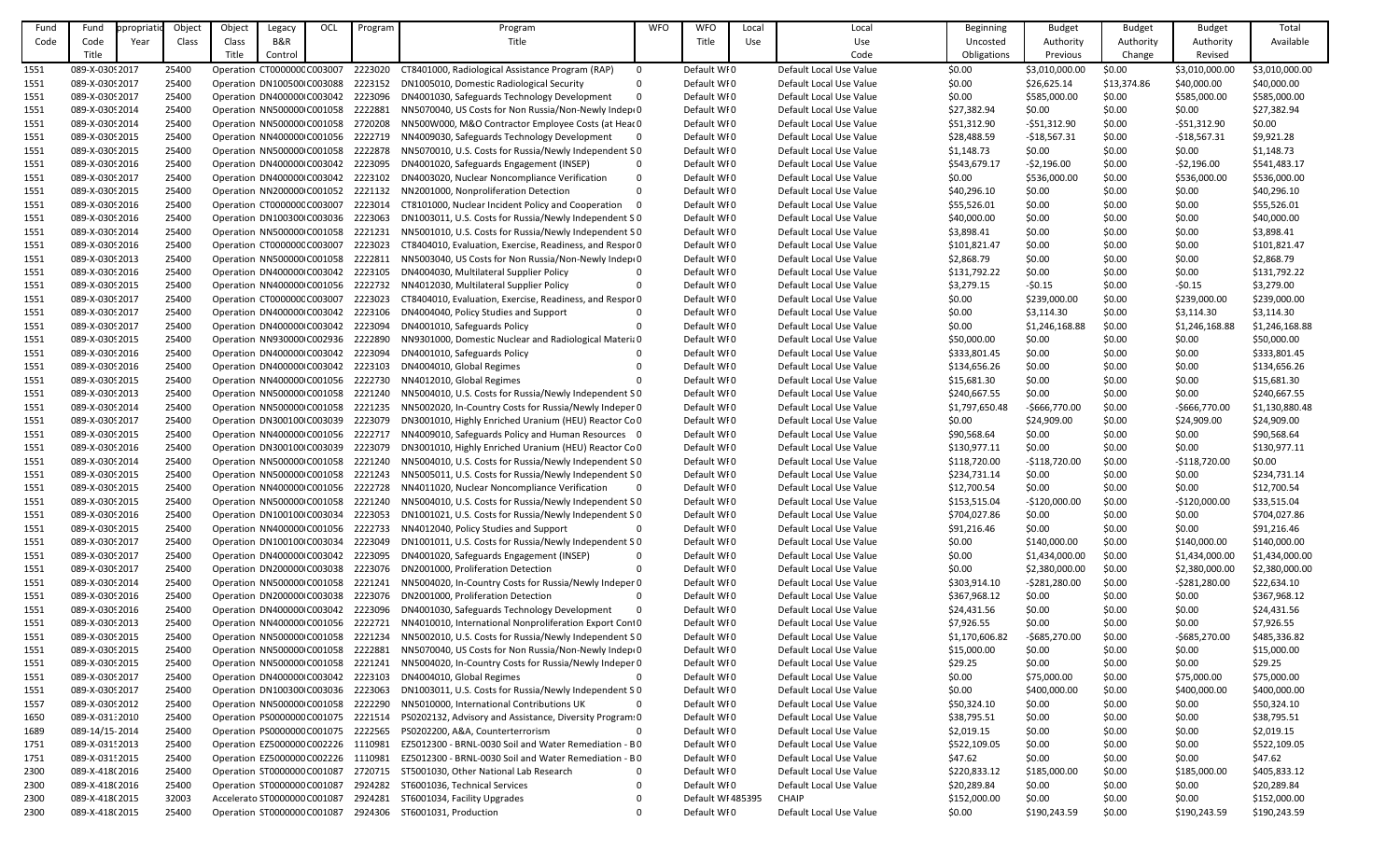| Fund Code | Fund Code Title | Appropriation Year | Object Class | Object Class Title | Legacy B&R Control | OCL | Program | Program Title | WFO | WFO Title | Local Use | Local Use Code | Beginning Uncosted Obligations | Budget Authority Previous | Budget Authority Change | Budget Authority Revised | Total Available |
|---|---|---|---|---|---|---|---|---|---|---|---|---|---|---|---|---|---|
| 1551 | 089-X-0309 | 2017 | 25400 | Operation | CT0000000 | C003007 | 2223020 | CT8401000, Radiological Assistance Program (RAP) | 0 | Default WFO | 0 | Default Local Use Value | $0.00 | $3,010,000.00 | $0.00 | $3,010,000.00 | $3,010,000.00 |
| 1551 | 089-X-0309 | 2017 | 25400 | Operation | DN1005000 | C003088 | 2223152 | DN1005010, Domestic Radiological Security | 0 | Default WFO | 0 | Default Local Use Value | $0.00 | $26,625.14 | $13,374.86 | $40,000.00 | $40,000.00 |
| 1551 | 089-X-0309 | 2017 | 25400 | Operation | DN4000000 | C003042 | 2223096 | DN4001030, Safeguards Technology Development | 0 | Default WFO | 0 | Default Local Use Value | $0.00 | $585,000.00 | $0.00 | $585,000.00 | $585,000.00 |
| 1551 | 089-X-0309 | 2014 | 25400 | Operation | NN5000000 | C001058 | 2222881 | NN5070040, US Costs for Non Russia/Non-Newly Indep | 0 | Default WFO | 0 | Default Local Use Value | $27,382.94 | $0.00 | $0.00 | $0.00 | $27,382.94 |
| 1551 | 089-X-0309 | 2014 | 25400 | Operation | NN5000000 | C001058 | 2720208 | NN500W000, M&O Contractor Employee Costs (at Head | 0 | Default WFO | 0 | Default Local Use Value | $51,312.90 | -$51,312.90 | $0.00 | -$51,312.90 | $0.00 |
| 1551 | 089-X-0309 | 2015 | 25400 | Operation | NN4000000 | C001056 | 2222719 | NN4009030, Safeguards Technology Development | 0 | Default WFO | 0 | Default Local Use Value | $28,488.59 | -$18,567.31 | $0.00 | -$18,567.31 | $9,921.28 |
| 1551 | 089-X-0309 | 2015 | 25400 | Operation | NN5000000 | C001058 | 2222878 | NN5070010, U.S. Costs for Russia/Newly Independent S | 0 | Default WFO | 0 | Default Local Use Value | $1,148.73 | $0.00 | $0.00 | $0.00 | $1,148.73 |
| 1551 | 089-X-0309 | 2016 | 25400 | Operation | DN4000000 | C003042 | 2223095 | DN4001020, Safeguards Engagement (INSEP) | 0 | Default WFO | 0 | Default Local Use Value | $543,679.17 | -$2,196.00 | $0.00 | -$2,196.00 | $541,483.17 |
| 1551 | 089-X-0309 | 2017 | 25400 | Operation | DN4000000 | C003042 | 2223102 | DN4003020, Nuclear Noncompliance Verification | 0 | Default WFO | 0 | Default Local Use Value | $0.00 | $536,000.00 | $0.00 | $536,000.00 | $536,000.00 |
| 1551 | 089-X-0309 | 2015 | 25400 | Operation | NN2000000 | C001052 | 2221132 | NN2001000, Nonproliferation Detection | 0 | Default WFO | 0 | Default Local Use Value | $40,296.10 | $0.00 | $0.00 | $0.00 | $40,296.10 |
| 1551 | 089-X-0309 | 2016 | 25400 | Operation | CT0000000 | C003007 | 2223014 | CT8101000, Nuclear Incident Policy and Cooperation | 0 | Default WFO | 0 | Default Local Use Value | $55,526.01 | $0.00 | $0.00 | $0.00 | $55,526.01 |
| 1551 | 089-X-0309 | 2016 | 25400 | Operation | DN1003000 | C003036 | 2223063 | DN1003011, U.S. Costs for Russia/Newly Independent S | 0 | Default WFO | 0 | Default Local Use Value | $40,000.00 | $0.00 | $0.00 | $0.00 | $40,000.00 |
| 1551 | 089-X-0309 | 2014 | 25400 | Operation | NN5000000 | C001058 | 2221231 | NN5001010, U.S. Costs for Russia/Newly Independent S | 0 | Default WFO | 0 | Default Local Use Value | $3,898.41 | $0.00 | $0.00 | $0.00 | $3,898.41 |
| 1551 | 089-X-0309 | 2016 | 25400 | Operation | CT0000000 | C003007 | 2223023 | CT8404010, Evaluation, Exercise, Readiness, and Respor | 0 | Default WFO | 0 | Default Local Use Value | $101,821.47 | $0.00 | $0.00 | $0.00 | $101,821.47 |
| 1551 | 089-X-0309 | 2013 | 25400 | Operation | NN5000000 | C001058 | 2222811 | NN5003040, US Costs for Non Russia/Non-Newly Indep | 0 | Default WFO | 0 | Default Local Use Value | $2,868.79 | $0.00 | $0.00 | $0.00 | $2,868.79 |
| 1551 | 089-X-0309 | 2016 | 25400 | Operation | DN4000000 | C003042 | 2223105 | DN4004030, Multilateral Supplier Policy | 0 | Default WFO | 0 | Default Local Use Value | $131,792.22 | $0.00 | $0.00 | $0.00 | $131,792.22 |
| 1551 | 089-X-0309 | 2015 | 25400 | Operation | NN4000000 | C001056 | 2222732 | NN4012030, Multilateral Supplier Policy | 0 | Default WFO | 0 | Default Local Use Value | $3,279.15 | -$0.15 | $0.00 | -$0.15 | $3,279.00 |
| 1551 | 089-X-0309 | 2017 | 25400 | Operation | CT0000000 | C003007 | 2223023 | CT8404010, Evaluation, Exercise, Readiness, and Respor | 0 | Default WFO | 0 | Default Local Use Value | $0.00 | $239,000.00 | $0.00 | $239,000.00 | $239,000.00 |
| 1551 | 089-X-0309 | 2017 | 25400 | Operation | DN4000000 | C003042 | 2223106 | DN4004040, Policy Studies and Support | 0 | Default WFO | 0 | Default Local Use Value | $0.00 | $3,114.30 | $0.00 | $3,114.30 | $3,114.30 |
| 1551 | 089-X-0309 | 2017 | 25400 | Operation | DN4000000 | C003042 | 2223094 | DN4001010, Safeguards Policy | 0 | Default WFO | 0 | Default Local Use Value | $0.00 | $1,246,168.88 | $0.00 | $1,246,168.88 | $1,246,168.88 |
| 1551 | 089-X-0309 | 2015 | 25400 | Operation | NN9300000 | C002936 | 2222890 | NN9301000, Domestic Nuclear and Radiological Materia | 0 | Default WFO | 0 | Default Local Use Value | $50,000.00 | $0.00 | $0.00 | $0.00 | $50,000.00 |
| 1551 | 089-X-0309 | 2016 | 25400 | Operation | DN4000000 | C003042 | 2223094 | DN4001010, Safeguards Policy | 0 | Default WFO | 0 | Default Local Use Value | $333,801.45 | $0.00 | $0.00 | $0.00 | $333,801.45 |
| 1551 | 089-X-0309 | 2016 | 25400 | Operation | DN4000000 | C003042 | 2223103 | DN4004010, Global Regimes | 0 | Default WFO | 0 | Default Local Use Value | $134,656.26 | $0.00 | $0.00 | $0.00 | $134,656.26 |
| 1551 | 089-X-0309 | 2015 | 25400 | Operation | NN4000000 | C001056 | 2222730 | NN4012010, Global Regimes | 0 | Default WFO | 0 | Default Local Use Value | $15,681.30 | $0.00 | $0.00 | $0.00 | $15,681.30 |
| 1551 | 089-X-0309 | 2013 | 25400 | Operation | NN5000000 | C001058 | 2221240 | NN5004010, U.S. Costs for Russia/Newly Independent S | 0 | Default WFO | 0 | Default Local Use Value | $240,667.55 | $0.00 | $0.00 | $0.00 | $240,667.55 |
| 1551 | 089-X-0309 | 2014 | 25400 | Operation | NN5000000 | C001058 | 2221235 | NN5002020, In-Country Costs for Russia/Newly Indeper | 0 | Default WFO | 0 | Default Local Use Value | $1,797,650.48 | -$666,770.00 | $0.00 | -$666,770.00 | $1,130,880.48 |
| 1551 | 089-X-0309 | 2017 | 25400 | Operation | DN3001000 | C003039 | 2223079 | DN3001010, Highly Enriched Uranium (HEU) Reactor Co | 0 | Default WFO | 0 | Default Local Use Value | $0.00 | $24,909.00 | $0.00 | $24,909.00 | $24,909.00 |
| 1551 | 089-X-0309 | 2015 | 25400 | Operation | NN4000000 | C001056 | 2222717 | NN4009010, Safeguards Policy and Human Resources | 0 | Default WFO | 0 | Default Local Use Value | $90,568.64 | $0.00 | $0.00 | $0.00 | $90,568.64 |
| 1551 | 089-X-0309 | 2016 | 25400 | Operation | DN3001000 | C003039 | 2223079 | DN3001010, Highly Enriched Uranium (HEU) Reactor Co | 0 | Default WFO | 0 | Default Local Use Value | $130,977.11 | $0.00 | $0.00 | $0.00 | $130,977.11 |
| 1551 | 089-X-0309 | 2014 | 25400 | Operation | NN5000000 | C001058 | 2221240 | NN5004010, U.S. Costs for Russia/Newly Independent S | 0 | Default WFO | 0 | Default Local Use Value | $118,720.00 | -$118,720.00 | $0.00 | -$118,720.00 | $0.00 |
| 1551 | 089-X-0309 | 2015 | 25400 | Operation | NN5000000 | C001058 | 2221243 | NN5005011, U.S. Costs for Russia/Newly Independent S | 0 | Default WFO | 0 | Default Local Use Value | $234,731.14 | $0.00 | $0.00 | $0.00 | $234,731.14 |
| 1551 | 089-X-0309 | 2015 | 25400 | Operation | NN4000000 | C001056 | 2222728 | NN4011020, Nuclear Noncompliance Verification | 0 | Default WFO | 0 | Default Local Use Value | $12,700.54 | $0.00 | $0.00 | $0.00 | $12,700.54 |
| 1551 | 089-X-0309 | 2015 | 25400 | Operation | NN5000000 | C001058 | 2221240 | NN5004010, U.S. Costs for Russia/Newly Independent S | 0 | Default WFO | 0 | Default Local Use Value | $153,515.04 | -$120,000.00 | $0.00 | -$120,000.00 | $33,515.04 |
| 1551 | 089-X-0309 | 2016 | 25400 | Operation | DN1001000 | C003034 | 2223053 | DN1001021, U.S. Costs for Russia/Newly Independent S | 0 | Default WFO | 0 | Default Local Use Value | $704,027.86 | $0.00 | $0.00 | $0.00 | $704,027.86 |
| 1551 | 089-X-0309 | 2015 | 25400 | Operation | NN4000000 | C001056 | 2222733 | NN4012040, Policy Studies and Support | 0 | Default WFO | 0 | Default Local Use Value | $91,216.46 | $0.00 | $0.00 | $0.00 | $91,216.46 |
| 1551 | 089-X-0309 | 2017 | 25400 | Operation | DN1001000 | C003034 | 2223049 | DN1001011, U.S. Costs for Russia/Newly Independent S | 0 | Default WFO | 0 | Default Local Use Value | $0.00 | $140,000.00 | $0.00 | $140,000.00 | $140,000.00 |
| 1551 | 089-X-0309 | 2017 | 25400 | Operation | DN4000000 | C003042 | 2223095 | DN4001020, Safeguards Engagement (INSEP) | 0 | Default WFO | 0 | Default Local Use Value | $0.00 | $1,434,000.00 | $0.00 | $1,434,000.00 | $1,434,000.00 |
| 1551 | 089-X-0309 | 2017 | 25400 | Operation | DN2000000 | C003038 | 2223076 | DN2001000, Proliferation Detection | 0 | Default WFO | 0 | Default Local Use Value | $0.00 | $2,380,000.00 | $0.00 | $2,380,000.00 | $2,380,000.00 |
| 1551 | 089-X-0309 | 2014 | 25400 | Operation | NN5000000 | C001058 | 2221241 | NN5004020, In-Country Costs for Russia/Newly Indeper | 0 | Default WFO | 0 | Default Local Use Value | $303,914.10 | -$281,280.00 | $0.00 | -$281,280.00 | $22,634.10 |
| 1551 | 089-X-0309 | 2016 | 25400 | Operation | DN2000000 | C003038 | 2223076 | DN2001000, Proliferation Detection | 0 | Default WFO | 0 | Default Local Use Value | $367,968.12 | $0.00 | $0.00 | $0.00 | $367,968.12 |
| 1551 | 089-X-0309 | 2016 | 25400 | Operation | DN4000000 | C003042 | 2223096 | DN4001030, Safeguards Technology Development | 0 | Default WFO | 0 | Default Local Use Value | $24,431.56 | $0.00 | $0.00 | $0.00 | $24,431.56 |
| 1551 | 089-X-0309 | 2013 | 25400 | Operation | NN4000000 | C001056 | 2222721 | NN4010010, International Nonproliferation Export Cont | 0 | Default WFO | 0 | Default Local Use Value | $7,926.55 | $0.00 | $0.00 | $0.00 | $7,926.55 |
| 1551 | 089-X-0309 | 2015 | 25400 | Operation | NN5000000 | C001058 | 2221234 | NN5002010, U.S. Costs for Russia/Newly Independent S | 0 | Default WFO | 0 | Default Local Use Value | $1,170,606.82 | -$685,270.00 | $0.00 | -$685,270.00 | $485,336.82 |
| 1551 | 089-X-0309 | 2015 | 25400 | Operation | NN5000000 | C001058 | 2222881 | NN5070040, US Costs for Non Russia/Non-Newly Indep | 0 | Default WFO | 0 | Default Local Use Value | $15,000.00 | $0.00 | $0.00 | $0.00 | $15,000.00 |
| 1551 | 089-X-0309 | 2015 | 25400 | Operation | NN5000000 | C001058 | 2221241 | NN5004020, In-Country Costs for Russia/Newly Indeper | 0 | Default WFO | 0 | Default Local Use Value | $29.25 | $0.00 | $0.00 | $0.00 | $29.25 |
| 1551 | 089-X-0309 | 2017 | 25400 | Operation | DN4000000 | C003042 | 2223103 | DN4004010, Global Regimes | 0 | Default WFO | 0 | Default Local Use Value | $0.00 | $75,000.00 | $0.00 | $75,000.00 | $75,000.00 |
| 1551 | 089-X-0309 | 2017 | 25400 | Operation | DN1003000 | C003036 | 2223063 | DN1003011, U.S. Costs for Russia/Newly Independent S | 0 | Default WFO | 0 | Default Local Use Value | $0.00 | $400,000.00 | $0.00 | $400,000.00 | $400,000.00 |
| 1557 | 089-X-0309 | 2012 | 25400 | Operation | NN5000000 | C001058 | 2222290 | NN5010000, International Contributions UK | 0 | Default WFO | 0 | Default Local Use Value | $50,324.10 | $0.00 | $0.00 | $0.00 | $50,324.10 |
| 1650 | 089-X-0313 | 2010 | 25400 | Operation | PS0000000 | C001075 | 2221514 | PS0202132, Advisory and Assistance, Diversity Program | 0 | Default WFO | 0 | Default Local Use Value | $38,795.51 | $0.00 | $0.00 | $0.00 | $38,795.51 |
| 1689 | 089-14/15-2014 | | 25400 | Operation | PS0000000 | C001075 | 2222565 | PS0202200, A&A, Counterterrorism | 0 | Default WFO | 0 | Default Local Use Value | $2,019.15 | $0.00 | $0.00 | $0.00 | $2,019.15 |
| 1751 | 089-X-0319 | 2013 | 25400 | Operation | EZ5000000 | C002226 | 1110981 | EZ5012300 - BRNL-0030 Soil and Water Remediation - B | 0 | Default WFO | 0 | Default Local Use Value | $522,109.05 | $0.00 | $0.00 | $0.00 | $522,109.05 |
| 1751 | 089-X-0319 | 2015 | 25400 | Operation | EZ5000000 | C002226 | 1110981 | EZ5012300 - BRNL-0030 Soil and Water Remediation - B | 0 | Default WFO | 0 | Default Local Use Value | $47.62 | $0.00 | $0.00 | $0.00 | $47.62 |
| 2300 | 089-X-4180 | 2016 | 25400 | Operation | ST0000000 | C001087 | 2720715 | ST5001030, Other National Lab Research | 0 | Default WFO | 0 | Default Local Use Value | $220,833.12 | $185,000.00 | $0.00 | $185,000.00 | $405,833.12 |
| 2300 | 089-X-4180 | 2016 | 25400 | Operation | ST0000000 | C001087 | 2924282 | ST6001036, Technical Services | 0 | Default WFO | 0 | Default Local Use Value | $20,289.84 | $0.00 | $0.00 | $0.00 | $20,289.84 |
| 2300 | 089-X-4180 | 2015 | 32003 | Accelerato | ST0000000 | C001087 | 2924281 | ST6001034, Facility Upgrades | 0 | Default WF | 485395 | CHAIP | $152,000.00 | $0.00 | $0.00 | $0.00 | $152,000.00 |
| 2300 | 089-X-4180 | 2015 | 25400 | Operation | ST0000000 | C001087 | 2924306 | ST6001031, Production | 0 | Default WFO | 0 | Default Local Use Value | $0.00 | $190,243.59 | $0.00 | $190,243.59 | $190,243.59 |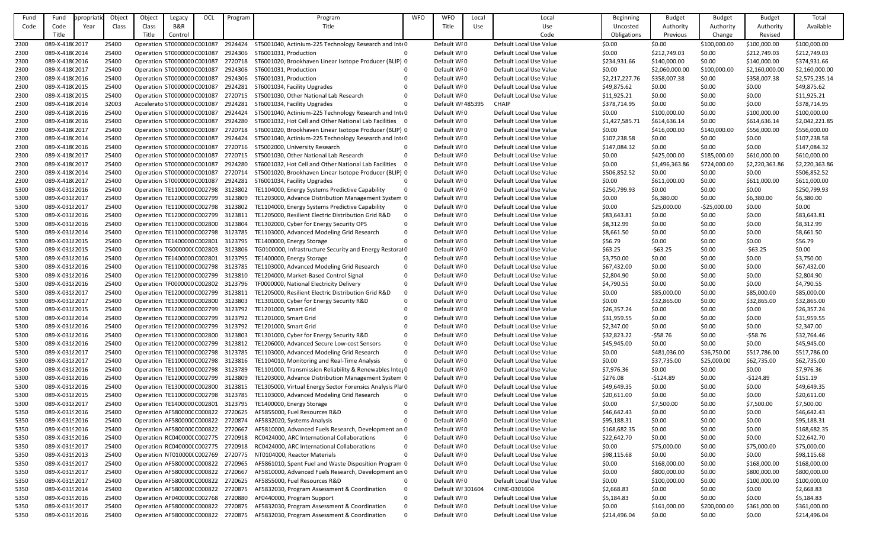| Fund Code | Fund Code Title | Appropriation Year | Object Class | Object Class Title | Legacy B&R Control | OCL | Program | Program Title | WFO | WFO Title | Local Use | Local Use Code | Beginning Uncosted Obligations | Budget Authority Previous | Budget Authority Change | Budget Authority Revised | Total Available |
|---|---|---|---|---|---|---|---|---|---|---|---|---|---|---|---|---|---|
| 2300 | 089-X-418( | 2017 | 25400 | Operation | ST0000000 | C001087 | 2924424 | ST5001040, Actinium-225 Technology Research and Int( | 0 | Default WF | 0 | Default Local Use Value | $0.00 | $0.00 | $100,000.00 | $100,000.00 | $100,000.00 |
| 2300 | 089-X-418( | 2014 | 25400 | Operation | ST0000000 | C001087 | 2924306 | ST6001031, Production | 0 | Default WF | 0 | Default Local Use Value | $0.00 | $212,749.03 | $0.00 | $212,749.03 | $212,749.03 |
| 2300 | 089-X-418( | 2016 | 25400 | Operation | ST0000000 | C001087 | 2720718 | ST6001020, Brookhaven Linear Isotope Producer (BLIP) | 0 | Default WF | 0 | Default Local Use Value | $234,931.66 | $140,000.00 | $0.00 | $140,000.00 | $374,931.66 |
| 2300 | 089-X-418( | 2017 | 25400 | Operation | ST0000000 | C001087 | 2924306 | ST6001031, Production | 0 | Default WF | 0 | Default Local Use Value | $0.00 | $2,060,000.00 | $100,000.00 | $2,160,000.00 | $2,160,000.00 |
| 2300 | 089-X-418( | 2016 | 25400 | Operation | ST0000000 | C001087 | 2924306 | ST6001031, Production | 0 | Default WF | 0 | Default Local Use Value | $2,217,227.76 | $358,007.38 | $0.00 | $358,007.38 | $2,575,235.14 |
| 2300 | 089-X-418( | 2015 | 25400 | Operation | ST0000000 | C001087 | 2924281 | ST6001034, Facility Upgrades | 0 | Default WF | 0 | Default Local Use Value | $49,875.62 | $0.00 | $0.00 | $0.00 | $49,875.62 |
| 2300 | 089-X-418( | 2015 | 25400 | Operation | ST0000000 | C001087 | 2720715 | ST5001030, Other National Lab Research | 0 | Default WF | 0 | Default Local Use Value | $11,925.21 | $0.00 | $0.00 | $0.00 | $11,925.21 |
| 2300 | 089-X-418( | 2014 | 32003 | Accelerato | ST0000000 | C001087 | 2924281 | ST6001034, Facility Upgrades | 0 | Default WF | 485395 | CHAIP | $378,714.95 | $0.00 | $0.00 | $0.00 | $378,714.95 |
| 2300 | 089-X-418( | 2016 | 25400 | Operation | ST0000000 | C001087 | 2924424 | ST5001040, Actinium-225 Technology Research and Int( | 0 | Default WF | 0 | Default Local Use Value | $0.00 | $100,000.00 | $0.00 | $100,000.00 | $100,000.00 |
| 2300 | 089-X-418( | 2016 | 25400 | Operation | ST0000000 | C001087 | 2924280 | ST6001032, Hot Cell and Other National Lab Facilities | 0 | Default WF | 0 | Default Local Use Value | $1,427,585.71 | $614,636.14 | $0.00 | $614,636.14 | $2,042,221.85 |
| 2300 | 089-X-418( | 2017 | 25400 | Operation | ST0000000 | C001087 | 2720718 | ST6001020, Brookhaven Linear Isotope Producer (BLIP) | 0 | Default WF | 0 | Default Local Use Value | $0.00 | $416,000.00 | $140,000.00 | $556,000.00 | $556,000.00 |
| 2300 | 089-X-418( | 2014 | 25400 | Operation | ST0000000 | C001087 | 2924424 | ST5001040, Actinium-225 Technology Research and Int( | 0 | Default WF | 0 | Default Local Use Value | $107,238.58 | $0.00 | $0.00 | $0.00 | $107,238.58 |
| 2300 | 089-X-418( | 2016 | 25400 | Operation | ST0000000 | C001087 | 2720716 | ST5002000, University Research | 0 | Default WF | 0 | Default Local Use Value | $147,084.32 | $0.00 | $0.00 | $0.00 | $147,084.32 |
| 2300 | 089-X-418( | 2017 | 25400 | Operation | ST0000000 | C001087 | 2720715 | ST5001030, Other National Lab Research | 0 | Default WF | 0 | Default Local Use Value | $0.00 | $425,000.00 | $185,000.00 | $610,000.00 | $610,000.00 |
| 2300 | 089-X-418( | 2017 | 25400 | Operation | ST0000000 | C001087 | 2924280 | ST6001032, Hot Cell and Other National Lab Facilities | 0 | Default WF | 0 | Default Local Use Value | $0.00 | $1,496,363.86 | $724,000.00 | $2,220,363.86 | $2,220,363.86 |
| 2300 | 089-X-418( | 2014 | 25400 | Operation | ST0000000 | C001087 | 2720714 | ST6001020, Brookhaven Linear Isotope Producer (BLIP) | 0 | Default WF | 0 | Default Local Use Value | $506,852.52 | $0.00 | $0.00 | $0.00 | $506,852.52 |
| 2300 | 089-X-418( | 2017 | 25400 | Operation | ST0000000 | C001087 | 2924281 | ST6001034, Facility Upgrades | 0 | Default WF | 0 | Default Local Use Value | $0.00 | $611,000.00 | $0.00 | $611,000.00 | $611,000.00 |
| 5300 | 089-X-031 | 2016 | 25400 | Operation | TE1100000 | C002798 | 3123802 | TE1104000, Energy Systems Predictive Capability | 0 | Default WF | 0 | Default Local Use Value | $250,799.93 | $0.00 | $0.00 | $0.00 | $250,799.93 |
| 5300 | 089-X-031 | 2017 | 25400 | Operation | TE1200000 | C002799 | 3123809 | TE1203000, Advance Distribution Management System | 0 | Default WF | 0 | Default Local Use Value | $0.00 | $6,380.00 | $0.00 | $6,380.00 | $6,380.00 |
| 5300 | 089-X-031 | 2017 | 25400 | Operation | TE1100000 | C002798 | 3123802 | TE1104000, Energy Systems Predictive Capability | 0 | Default WF | 0 | Default Local Use Value | $0.00 | $25,000.00 | -$25,000.00 | $0.00 | $0.00 |
| 5300 | 089-X-031 | 2016 | 25400 | Operation | TE1200000 | C002799 | 3123811 | TE1205000, Resilient Electric Distribution Grid R&D | 0 | Default WF | 0 | Default Local Use Value | $83,643.81 | $0.00 | $0.00 | $0.00 | $83,643.81 |
| 5300 | 089-X-031 | 2016 | 25400 | Operation | TE1300000 | C002800 | 3123804 | TE1302000, Cyber for Energy Security OPS | 0 | Default WF | 0 | Default Local Use Value | $8,312.99 | $0.00 | $0.00 | $0.00 | $8,312.99 |
| 5300 | 089-X-031 | 2014 | 25400 | Operation | TE1100000 | C002798 | 3123785 | TE1103000, Advanced Modeling Grid Research | 0 | Default WF | 0 | Default Local Use Value | $8,661.50 | $0.00 | $0.00 | $0.00 | $8,661.50 |
| 5300 | 089-X-031 | 2015 | 25400 | Operation | TE1400000 | C002801 | 3123795 | TE1400000, Energy Storage | 0 | Default WF | 0 | Default Local Use Value | $56.79 | $0.00 | $0.00 | $0.00 | $56.79 |
| 5300 | 089-X-031 | 2015 | 25400 | Operation | TG000000( | C002803 | 3123806 | TG0100000, Infrastructure Security and Energy Restorat | 0 | Default WF | 0 | Default Local Use Value | $63.25 | -$63.25 | $0.00 | -$63.25 | $0.00 |
| 5300 | 089-X-031 | 2016 | 25400 | Operation | TE1400000 | C002801 | 3123795 | TE1400000, Energy Storage | 0 | Default WF | 0 | Default Local Use Value | $3,750.00 | $0.00 | $0.00 | $0.00 | $3,750.00 |
| 5300 | 089-X-031 | 2016 | 25400 | Operation | TE1100000 | C002798 | 3123785 | TE1103000, Advanced Modeling Grid Research | 0 | Default WF | 0 | Default Local Use Value | $67,432.00 | $0.00 | $0.00 | $0.00 | $67,432.00 |
| 5300 | 089-X-031 | 2016 | 25400 | Operation | TE1200000 | C002799 | 3123810 | TE1204000, Market-Based Control Signal | 0 | Default WF | 0 | Default Local Use Value | $2,804.90 | $0.00 | $0.00 | $0.00 | $2,804.90 |
| 5300 | 089-X-031 | 2016 | 25400 | Operation | TF0000000 | C002802 | 3123796 | TF0000000, National Electricity Delivery | 0 | Default WF | 0 | Default Local Use Value | $4,790.55 | $0.00 | $0.00 | $0.00 | $4,790.55 |
| 5300 | 089-X-031 | 2017 | 25400 | Operation | TE1200000 | C002799 | 3123811 | TE1205000, Resilient Electric Distribution Grid R&D | 0 | Default WF | 0 | Default Local Use Value | $0.00 | $85,000.00 | $0.00 | $85,000.00 | $85,000.00 |
| 5300 | 089-X-031 | 2017 | 25400 | Operation | TE1300000 | C002800 | 3123803 | TE1301000, Cyber for Energy Security R&D | 0 | Default WF | 0 | Default Local Use Value | $0.00 | $32,865.00 | $0.00 | $32,865.00 | $32,865.00 |
| 5300 | 089-X-031 | 2015 | 25400 | Operation | TE1200000 | C002799 | 3123792 | TE1201000, Smart Grid | 0 | Default WF | 0 | Default Local Use Value | $26,357.24 | $0.00 | $0.00 | $0.00 | $26,357.24 |
| 5300 | 089-X-031 | 2014 | 25400 | Operation | TE1200000 | C002799 | 3123792 | TE1201000, Smart Grid | 0 | Default WF | 0 | Default Local Use Value | $31,959.55 | $0.00 | $0.00 | $0.00 | $31,959.55 |
| 5300 | 089-X-031 | 2016 | 25400 | Operation | TE1200000 | C002799 | 3123792 | TE1201000, Smart Grid | 0 | Default WF | 0 | Default Local Use Value | $2,347.00 | $0.00 | $0.00 | $0.00 | $2,347.00 |
| 5300 | 089-X-031 | 2016 | 25400 | Operation | TE1300000 | C002800 | 3123803 | TE1301000, Cyber for Energy Security R&D | 0 | Default WF | 0 | Default Local Use Value | $32,823.22 | -$58.76 | $0.00 | -$58.76 | $32,764.46 |
| 5300 | 089-X-031 | 2016 | 25400 | Operation | TE1200000 | C002799 | 3123812 | TE1206000, Advanced Secure Low-cost Sensors | 0 | Default WF | 0 | Default Local Use Value | $45,945.00 | $0.00 | $0.00 | $0.00 | $45,945.00 |
| 5300 | 089-X-031 | 2017 | 25400 | Operation | TE1100000 | C002798 | 3123785 | TE1103000, Advanced Modeling Grid Research | 0 | Default WF | 0 | Default Local Use Value | $0.00 | $481,036.00 | $36,750.00 | $517,786.00 | $517,786.00 |
| 5300 | 089-X-031 | 2017 | 25400 | Operation | TE1100000 | C002798 | 3123816 | TE1104010, Monitoring and Real-Time Analysis | 0 | Default WF | 0 | Default Local Use Value | $0.00 | $37,735.00 | $25,000.00 | $62,735.00 | $62,735.00 |
| 5300 | 089-X-031 | 2016 | 25400 | Operation | TE1100000 | C002798 | 3123789 | TE1101000, Transmission Reliability & Renewables Inte | 0 | Default WF | 0 | Default Local Use Value | $7,976.36 | $0.00 | $0.00 | $0.00 | $7,976.36 |
| 5300 | 089-X-031 | 2016 | 25400 | Operation | TE1200000 | C002799 | 3123809 | TE1203000, Advance Distribution Management System | 0 | Default WF | 0 | Default Local Use Value | $276.08 | -$124.89 | $0.00 | -$124.89 | $151.19 |
| 5300 | 089-X-031 | 2016 | 25400 | Operation | TE1300000 | C002800 | 3123815 | TE1305000, Virtual Energy Sector Forensics Analysis Pla | 0 | Default WF | 0 | Default Local Use Value | $49,649.35 | $0.00 | $0.00 | $0.00 | $49,649.35 |
| 5300 | 089-X-031 | 2015 | 25400 | Operation | TE1100000 | C002798 | 3123785 | TE1103000, Advanced Modeling Grid Research | 0 | Default WF | 0 | Default Local Use Value | $20,611.00 | $0.00 | $0.00 | $0.00 | $20,611.00 |
| 5300 | 089-X-031 | 2017 | 25400 | Operation | TE1400000 | C002801 | 3123795 | TE1400000, Energy Storage | 0 | Default WF | 0 | Default Local Use Value | $0.00 | $7,500.00 | $0.00 | $7,500.00 | $7,500.00 |
| 5350 | 089-X-031 | 2016 | 25400 | Operation | AF580000 | C000822 | 2720625 | AF5855000, Fuel Resources R&D | 0 | Default WF | 0 | Default Local Use Value | $46,642.43 | $0.00 | $0.00 | $0.00 | $46,642.43 |
| 5350 | 089-X-031 | 2016 | 25400 | Operation | AF580000 | C000822 | 2720874 | AF5832020, Systems Analysis | 0 | Default WF | 0 | Default Local Use Value | $95,188.31 | $0.00 | $0.00 | $0.00 | $95,188.31 |
| 5350 | 089-X-031 | 2016 | 25400 | Operation | AF580000 | C000822 | 2720667 | AF5810000, Advanced Fuels Research, Development an | 0 | Default WF | 0 | Default Local Use Value | $168,682.35 | $0.00 | $0.00 | $0.00 | $168,682.35 |
| 5350 | 089-X-031 | 2016 | 25400 | Operation | RC040000 | C002775 | 2720918 | RC0424000, ARC International Collaborations | 0 | Default WF | 0 | Default Local Use Value | $22,642.70 | $0.00 | $0.00 | $0.00 | $22,642.70 |
| 5350 | 089-X-031 | 2017 | 25400 | Operation | RC040000 | C002775 | 2720918 | RC0424000, ARC International Collaborations | 0 | Default WF | 0 | Default Local Use Value | $0.00 | $75,000.00 | $0.00 | $75,000.00 | $75,000.00 |
| 5350 | 089-X-031 | 2013 | 25400 | Operation | NT010000 | C002769 | 2720775 | NT0104000, Reactor Materials | 0 | Default WF | 0 | Default Local Use Value | $98,115.68 | $0.00 | $0.00 | $0.00 | $98,115.68 |
| 5350 | 089-X-031 | 2017 | 25400 | Operation | AF580000 | C000822 | 2720965 | AF5861010, Spent Fuel and Waste Disposition Program | 0 | Default WF | 0 | Default Local Use Value | $0.00 | $168,000.00 | $0.00 | $168,000.00 | $168,000.00 |
| 5350 | 089-X-031 | 2017 | 25400 | Operation | AF580000 | C000822 | 2720667 | AF5810000, Advanced Fuels Research, Development an | 0 | Default WF | 0 | Default Local Use Value | $0.00 | $800,000.00 | $0.00 | $800,000.00 | $800,000.00 |
| 5350 | 089-X-031 | 2017 | 25400 | Operation | AF580000 | C000822 | 2720625 | AF5855000, Fuel Resources R&D | 0 | Default WF | 0 | Default Local Use Value | $0.00 | $100,000.00 | $0.00 | $100,000.00 | $100,000.00 |
| 5350 | 089-X-031 | 2014 | 25400 | Operation | AF580000 | C000822 | 2720875 | AF5832030, Program Assessment & Coordination | 0 | Default WF | 301604 | CHNE-0301604 | $2,668.83 | $0.00 | $0.00 | $0.00 | $2,668.83 |
| 5350 | 089-X-031 | 2016 | 25400 | Operation | AF040000 | C002768 | 2720880 | AF0440000, Program Support | 0 | Default WF | 0 | Default Local Use Value | $5,184.83 | $0.00 | $0.00 | $0.00 | $5,184.83 |
| 5350 | 089-X-031 | 2017 | 25400 | Operation | AF580000 | C000822 | 2720875 | AF5832030, Program Assessment & Coordination | 0 | Default WF | 0 | Default Local Use Value | $0.00 | $161,000.00 | $200,000.00 | $361,000.00 | $361,000.00 |
| 5350 | 089-X-031 | 2016 | 25400 | Operation | AF580000 | C000822 | 2720875 | AF5832030, Program Assessment & Coordination | 0 | Default WF | 0 | Default Local Use Value | $214,496.04 | $0.00 | $0.00 | $0.00 | $214,496.04 |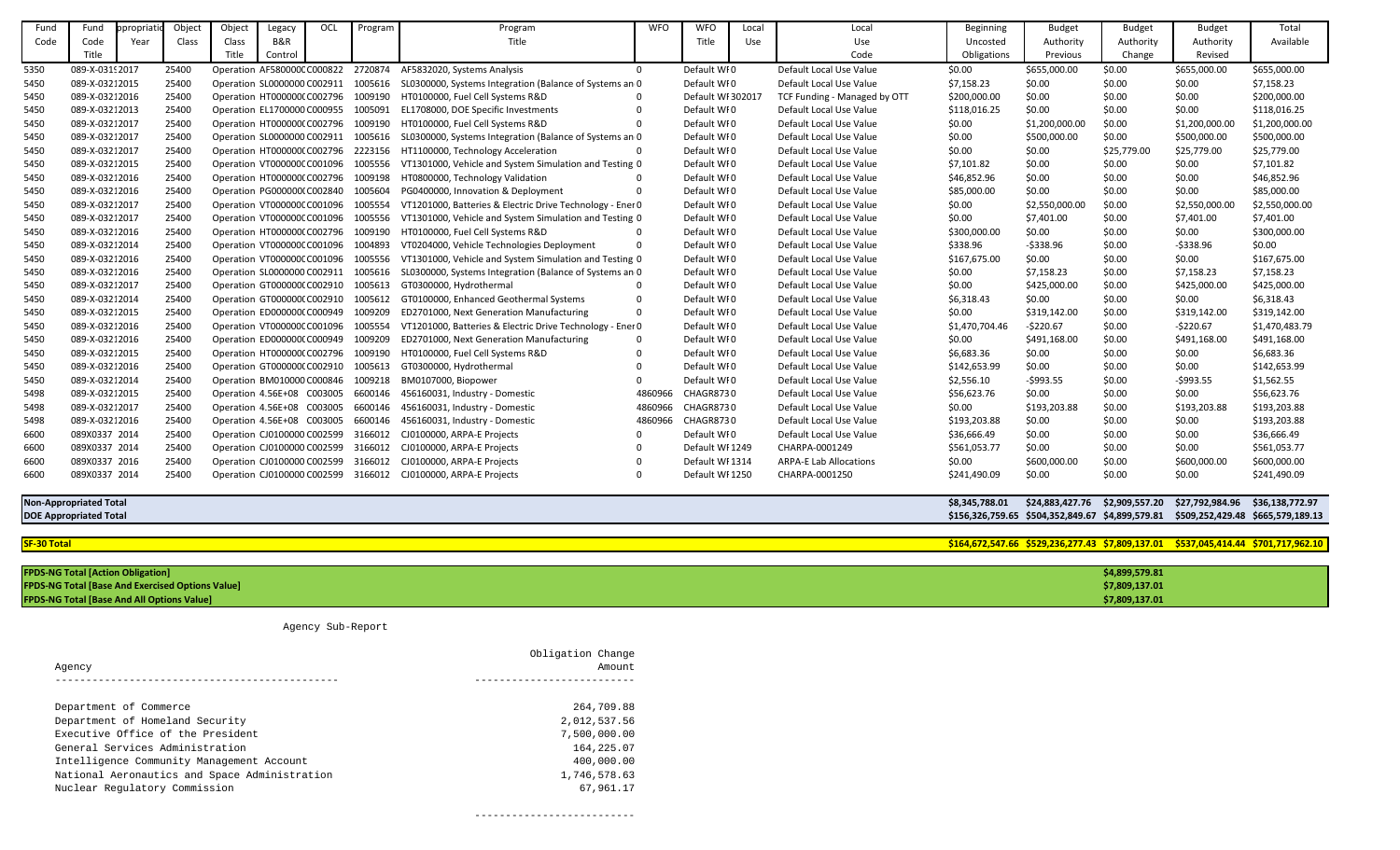| Fund Code | Fund Code Title | Appropriation Year | Object Class | Object Class Title | Legacy B&R Control | OCL | Program | Program Title | WFO | WFO Title | Local Use | Local Use Code | Beginning Uncosted Obligations | Budget Authority Previous | Budget Authority Change | Budget Authority Revised | Total Available |
|---|---|---|---|---|---|---|---|---|---|---|---|---|---|---|---|---|---|
| 5350 | 089-X-0319 | 2017 | 25400 | Operation | AF580000C | C000822 | 2720874 | AF5832020, Systems Analysis | 0 | Default WF | 0 | Default Local Use Value | $0.00 | $655,000.00 | $0.00 | $655,000.00 | $655,000.00 |
| 5450 | 089-X-0321 | 2015 | 25400 | Operation | SL0000000 | C002911 | 1005616 | SL0300000, Systems Integration (Balance of Systems an | 0 | Default WF | 0 | Default Local Use Value | $7,158.23 | $0.00 | $0.00 | $0.00 | $7,158.23 |
| 5450 | 089-X-0321 | 2016 | 25400 | Operation | HT000000C | C002796 | 1009190 | HT0100000, Fuel Cell Systems R&D | 0 | Default WF | 302017 | TCF Funding - Managed by OTT | $200,000.00 | $0.00 | $0.00 | $0.00 | $200,000.00 |
| 5450 | 089-X-0321 | 2013 | 25400 | Operation | EL1700000 | C000955 | 1005091 | EL1708000, DOE Specific Investments | 0 | Default WF | 0 | Default Local Use Value | $118,016.25 | $0.00 | $0.00 | $0.00 | $118,016.25 |
| 5450 | 089-X-0321 | 2017 | 25400 | Operation | HT000000C | C002796 | 1009190 | HT0100000, Fuel Cell Systems R&D | 0 | Default WF | 0 | Default Local Use Value | $0.00 | $1,200,000.00 | $0.00 | $1,200,000.00 | $1,200,000.00 |
| 5450 | 089-X-0321 | 2017 | 25400 | Operation | SL0000000 | C002911 | 1005616 | SL0300000, Systems Integration (Balance of Systems an | 0 | Default WF | 0 | Default Local Use Value | $0.00 | $500,000.00 | $0.00 | $500,000.00 | $500,000.00 |
| 5450 | 089-X-0321 | 2017 | 25400 | Operation | HT000000C | C002796 | 2223156 | HT1100000, Technology Acceleration | 0 | Default WF | 0 | Default Local Use Value | $0.00 | $0.00 | $25,779.00 | $25,779.00 | $25,779.00 |
| 5450 | 089-X-0321 | 2015 | 25400 | Operation | VT000000C | C001096 | 1005556 | VT1301000, Vehicle and System Simulation and Testing | 0 | Default WF | 0 | Default Local Use Value | $7,101.82 | $0.00 | $0.00 | $0.00 | $7,101.82 |
| 5450 | 089-X-0321 | 2016 | 25400 | Operation | HT000000C | C002796 | 1009198 | HT0800000, Technology Validation | 0 | Default WF | 0 | Default Local Use Value | $46,852.96 | $0.00 | $0.00 | $0.00 | $46,852.96 |
| 5450 | 089-X-0321 | 2016 | 25400 | Operation | PG000000C | C002840 | 1005604 | PG0400000, Innovation & Deployment | 0 | Default WF | 0 | Default Local Use Value | $85,000.00 | $0.00 | $0.00 | $0.00 | $85,000.00 |
| 5450 | 089-X-0321 | 2017 | 25400 | Operation | VT000000C | C001096 | 1005554 | VT1201000, Batteries & Electric Drive Technology - Ener | 0 | Default WF | 0 | Default Local Use Value | $0.00 | $2,550,000.00 | $0.00 | $2,550,000.00 | $2,550,000.00 |
| 5450 | 089-X-0321 | 2017 | 25400 | Operation | VT000000C | C001096 | 1005556 | VT1301000, Vehicle and System Simulation and Testing | 0 | Default WF | 0 | Default Local Use Value | $0.00 | $7,401.00 | $0.00 | $7,401.00 | $7,401.00 |
| 5450 | 089-X-0321 | 2016 | 25400 | Operation | HT000000C | C002796 | 1009190 | HT0100000, Fuel Cell Systems R&D | 0 | Default WF | 0 | Default Local Use Value | $300,000.00 | $0.00 | $0.00 | $0.00 | $300,000.00 |
| 5450 | 089-X-0321 | 2014 | 25400 | Operation | VT000000C | C001096 | 1004893 | VT0204000, Vehicle Technologies Deployment | 0 | Default WF | 0 | Default Local Use Value | $338.96 | -$338.96 | $0.00 | -$338.96 | $0.00 |
| 5450 | 089-X-0321 | 2016 | 25400 | Operation | VT000000C | C001096 | 1005556 | VT1301000, Vehicle and System Simulation and Testing | 0 | Default WF | 0 | Default Local Use Value | $167,675.00 | $0.00 | $0.00 | $0.00 | $167,675.00 |
| 5450 | 089-X-0321 | 2016 | 25400 | Operation | SL0000000 | C002911 | 1005616 | SL0300000, Systems Integration (Balance of Systems an | 0 | Default WF | 0 | Default Local Use Value | $0.00 | $7,158.23 | $0.00 | $7,158.23 | $7,158.23 |
| 5450 | 089-X-0321 | 2017 | 25400 | Operation | GT000000C | C002910 | 1005613 | GT0300000, Hydrothermal | 0 | Default WF | 0 | Default Local Use Value | $0.00 | $425,000.00 | $0.00 | $425,000.00 | $425,000.00 |
| 5450 | 089-X-0321 | 2014 | 25400 | Operation | GT000000C | C002910 | 1005612 | GT0100000, Enhanced Geothermal Systems | 0 | Default WF | 0 | Default Local Use Value | $6,318.43 | $0.00 | $0.00 | $0.00 | $6,318.43 |
| 5450 | 089-X-0321 | 2015 | 25400 | Operation | ED000000C | C000949 | 1009209 | ED2701000, Next Generation Manufacturing | 0 | Default WF | 0 | Default Local Use Value | $0.00 | $319,142.00 | $0.00 | $319,142.00 | $319,142.00 |
| 5450 | 089-X-0321 | 2016 | 25400 | Operation | VT000000C | C001096 | 1005554 | VT1201000, Batteries & Electric Drive Technology - Ener | 0 | Default WF | 0 | Default Local Use Value | $1,470,704.46 | -$220.67 | $0.00 | -$220.67 | $1,470,483.79 |
| 5450 | 089-X-0321 | 2016 | 25400 | Operation | ED000000C | C000949 | 1009209 | ED2701000, Next Generation Manufacturing | 0 | Default WF | 0 | Default Local Use Value | $0.00 | $491,168.00 | $0.00 | $491,168.00 | $491,168.00 |
| 5450 | 089-X-0321 | 2015 | 25400 | Operation | HT000000C | C002796 | 1009190 | HT0100000, Fuel Cell Systems R&D | 0 | Default WF | 0 | Default Local Use Value | $6,683.36 | $0.00 | $0.00 | $0.00 | $6,683.36 |
| 5450 | 089-X-0321 | 2016 | 25400 | Operation | GT000000C | C002910 | 1005613 | GT0300000, Hydrothermal | 0 | Default WF | 0 | Default Local Use Value | $142,653.99 | $0.00 | $0.00 | $0.00 | $142,653.99 |
| 5450 | 089-X-0321 | 2014 | 25400 | Operation | BM010000 | C000846 | 1009218 | BM0107000, Biopower | 0 | Default WF | 0 | Default Local Use Value | $2,556.10 | -$993.55 | $0.00 | -$993.55 | $1,562.55 |
| 5498 | 089-X-0321 | 2015 | 25400 | Operation | 4.56E+08 | C003005 | 6600146 | 456160031, Industry - Domestic | 4860966 | CHAGR873 | 0 | Default Local Use Value | $56,623.76 | $0.00 | $0.00 | $0.00 | $56,623.76 |
| 5498 | 089-X-0321 | 2017 | 25400 | Operation | 4.56E+08 | C003005 | 6600146 | 456160031, Industry - Domestic | 4860966 | CHAGR873 | 0 | Default Local Use Value | $0.00 | $193,203.88 | $0.00 | $193,203.88 | $193,203.88 |
| 5498 | 089-X-0321 | 2016 | 25400 | Operation | 4.56E+08 | C003005 | 6600146 | 456160031, Industry - Domestic | 4860966 | CHAGR873 | 0 | Default Local Use Value | $193,203.88 | $0.00 | $0.00 | $0.00 | $193,203.88 |
| 6600 | 089X0337 | 2014 | 25400 | Operation | CJ0100000 | C002599 | 3166012 | CJ0100000, ARPA-E Projects | 0 | Default WF | 0 | Default Local Use Value | $36,666.49 | $0.00 | $0.00 | $0.00 | $36,666.49 |
| 6600 | 089X0337 | 2014 | 25400 | Operation | CJ0100000 | C002599 | 3166012 | CJ0100000, ARPA-E Projects | 0 | Default WF | 1249 | CHARPA-0001249 | $561,053.77 | $0.00 | $0.00 | $0.00 | $561,053.77 |
| 6600 | 089X0337 | 2016 | 25400 | Operation | CJ0100000 | C002599 | 3166012 | CJ0100000, ARPA-E Projects | 0 | Default WF | 1314 | ARPA-E Lab Allocations | $0.00 | $600,000.00 | $0.00 | $600,000.00 | $600,000.00 |
| 6600 | 089X0337 | 2014 | 25400 | Operation | CJ0100000 | C002599 | 3166012 | CJ0100000, ARPA-E Projects | 0 | Default WF | 1250 | CHARPA-0001250 | $241,490.09 | $0.00 | $0.00 | $0.00 | $241,490.09 |
| **Non-Appropriated Total** | | | | | | | | | | | | | $8,345,788.01 | $24,883,427.76 | $2,909,557.20 | $27,792,984.96 | $36,138,772.97 |
| **DOE Appropriated Total** | | | | | | | | | | | | | $156,326,759.65 | $504,352,849.67 | $4,899,579.81 | $509,252,429.48 | $665,579,189.13 |
| **SF-30 Total** | | | | | | | | | | | | | $164,672,547.66 | $529,236,277.43 | $7,809,137.01 | $537,045,414.44 | $701,717,962.10 |

| | |
|---|---|
| **FPDS-NG Total [Action Obligation]** | $4,899,579.81 |
| **FPDS-NG Total [Base And Exercised Options Value]** | $7,809,137.01 |
| **FPDS-NG Total [Base And All Options Value]** | $7,809,137.01 |

Agency Sub-Report

| Agency | Obligation Change Amount |
|---|---|
| Department of Commerce | 264,709.88 |
| Department of Homeland Security | 2,012,537.56 |
| Executive Office of the President | 7,500,000.00 |
| General Services Administration | 164,225.07 |
| Intelligence Community Management Account | 400,000.00 |
| National Aeronautics and Space Administration | 1,746,578.63 |
| Nuclear Regulatory Commission | 67,961.17 |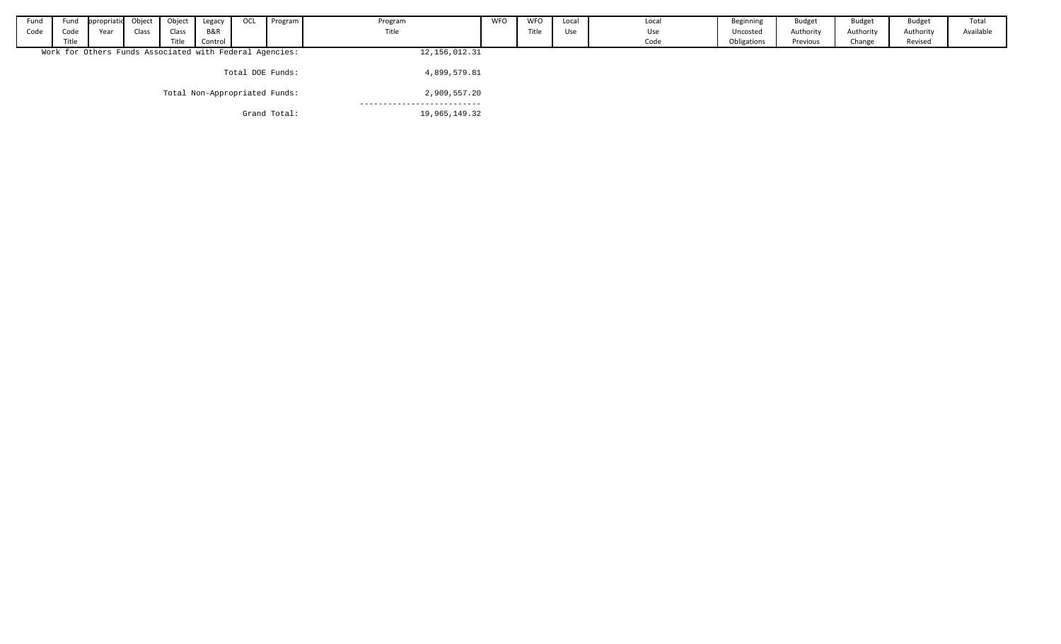| Fund Code | Fund Code Title | Appropriation Year | Object Class | Object Class Title | Legacy B&R Control | OCL | Program | Program Title | WFO | WFO Title | Local Use | Local Use Code | Beginning Uncosted Obligations | Budget Authority Previous | Budget Authority Change | Budget Authority Revised | Total Available |
|---|---|---|---|---|---|---|---|---|---|---|---|---|---|---|---|---|---|

Work for Others Funds Associated with Federal Agencies: 12,156,012.31

Total DOE Funds: 4,899,579.81

Total Non-Appropriated Funds: 2,909,557.20

Grand Total: 19,965,149.32